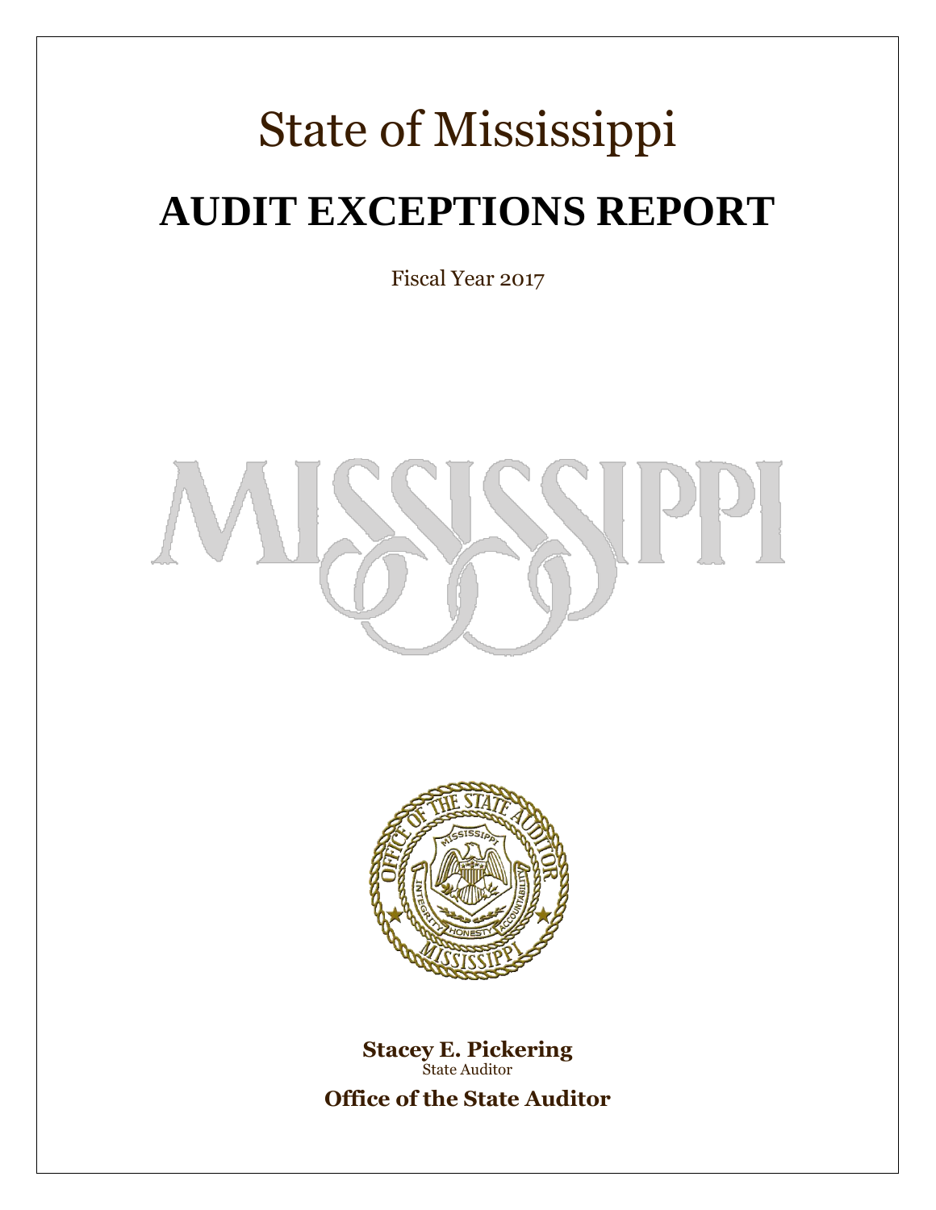# State of Mississippi

# AUDIT EXCEPTIONS REPORT

Fiscal Year 2017

**Stacey E. Pickering**
State Auditor

**Office of the State Auditor**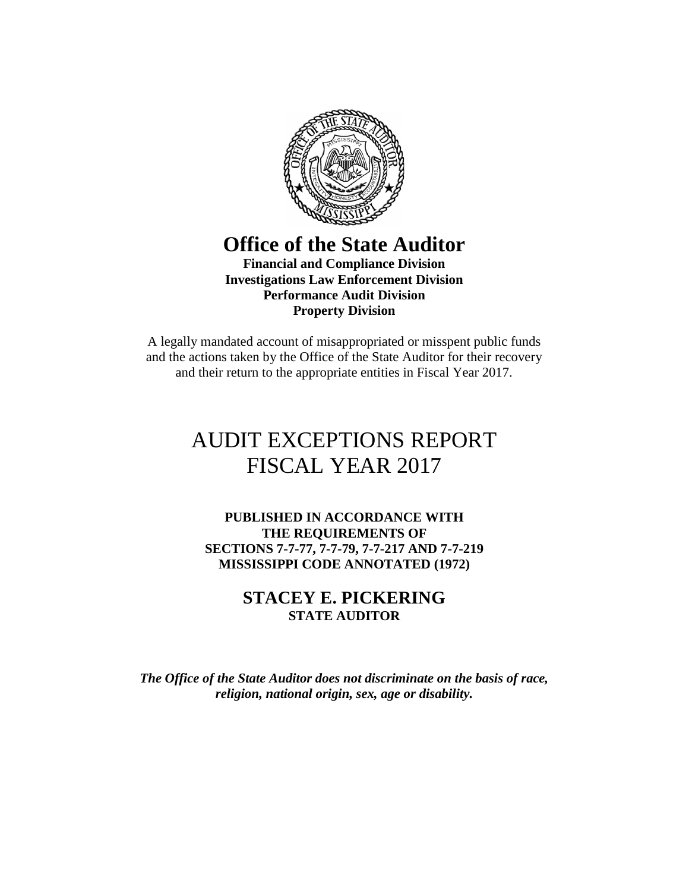# Office of the State Auditor

**Financial and Compliance Division**
**Investigations Law Enforcement Division**
**Performance Audit Division**
**Property Division**

A legally mandated account of misappropriated or misspent public funds and the actions taken by the Office of the State Auditor for their recovery and their return to the appropriate entities in Fiscal Year 2017.

# AUDIT EXCEPTIONS REPORT
# FISCAL YEAR 2017

**PUBLISHED IN ACCORDANCE WITH**
**THE REQUIREMENTS OF**
**SECTIONS 7-7-77, 7-7-79, 7-7-217 AND 7-7-219**
**MISSISSIPPI CODE ANNOTATED (1972)**

**STACEY E. PICKERING**
**STATE AUDITOR**

***The Office of the State Auditor does not discriminate on the basis of race, religion, national origin, sex, age or disability.***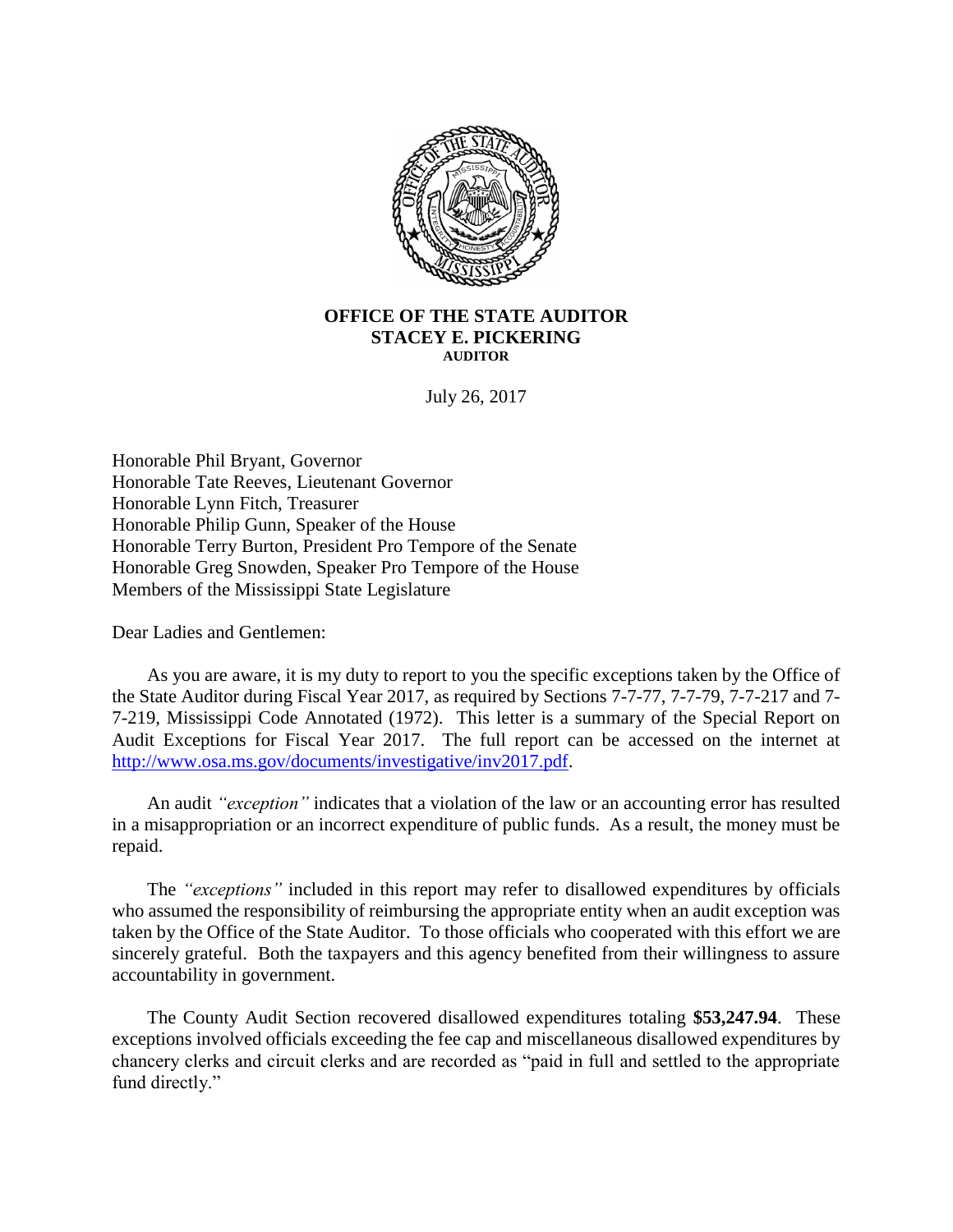**OFFICE OF THE STATE AUDITOR**
**STACEY E. PICKERING**
**AUDITOR**

July 26, 2017

Honorable Phil Bryant, Governor
Honorable Tate Reeves, Lieutenant Governor
Honorable Lynn Fitch, Treasurer
Honorable Philip Gunn, Speaker of the House
Honorable Terry Burton, President Pro Tempore of the Senate
Honorable Greg Snowden, Speaker Pro Tempore of the House
Members of the Mississippi State Legislature

Dear Ladies and Gentlemen:

As you are aware, it is my duty to report to you the specific exceptions taken by the Office of the State Auditor during Fiscal Year 2017, as required by Sections 7-7-77, 7-7-79, 7-7-217 and 7-7-219, Mississippi Code Annotated (1972). This letter is a summary of the Special Report on Audit Exceptions for Fiscal Year 2017. The full report can be accessed on the internet at http://www.osa.ms.gov/documents/investigative/inv2017.pdf.

An audit *"exception"* indicates that a violation of the law or an accounting error has resulted in a misappropriation or an incorrect expenditure of public funds. As a result, the money must be repaid.

The *"exceptions"* included in this report may refer to disallowed expenditures by officials who assumed the responsibility of reimbursing the appropriate entity when an audit exception was taken by the Office of the State Auditor. To those officials who cooperated with this effort we are sincerely grateful. Both the taxpayers and this agency benefited from their willingness to assure accountability in government.

The County Audit Section recovered disallowed expenditures totaling **$53,247.94**. These exceptions involved officials exceeding the fee cap and miscellaneous disallowed expenditures by chancery clerks and circuit clerks and are recorded as "paid in full and settled to the appropriate fund directly."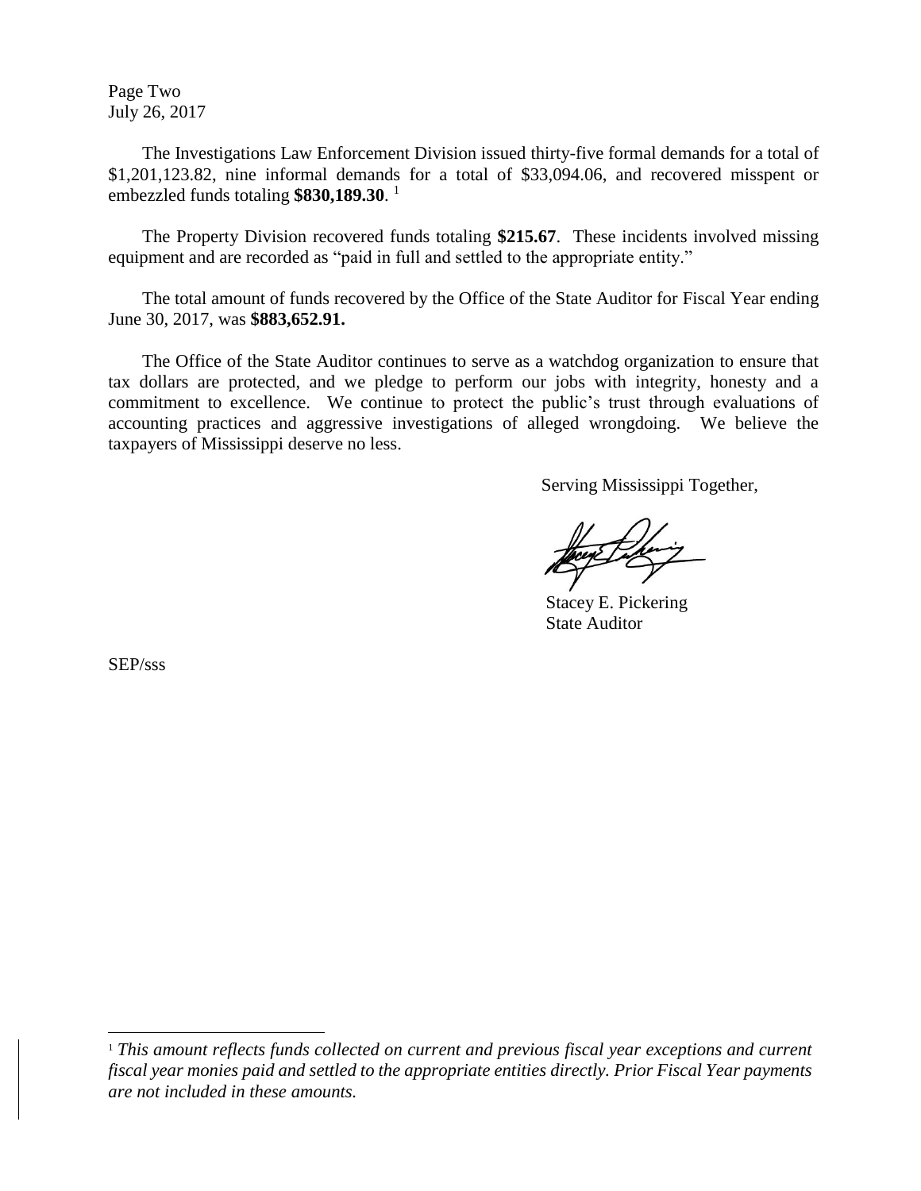The Investigations Law Enforcement Division issued thirty-five formal demands for a total of $1,201,123.82, nine informal demands for a total of $33,094.06, and recovered misspent or embezzled funds totaling **$830,189.30**. [1]

The Property Division recovered funds totaling **$215.67**. These incidents involved missing equipment and are recorded as "paid in full and settled to the appropriate entity."

The total amount of funds recovered by the Office of the State Auditor for Fiscal Year ending June 30, 2017, was **$883,652.91.**

The Office of the State Auditor continues to serve as a watchdog organization to ensure that tax dollars are protected, and we pledge to perform our jobs with integrity, honesty and a commitment to excellence. We continue to protect the public's trust through evaluations of accounting practices and aggressive investigations of alleged wrongdoing. We believe the taxpayers of Mississippi deserve no less.

Serving Mississippi Together,

Stacey E. Pickering
State Auditor

SEP/sss

[1] *This amount reflects funds collected on current and previous fiscal year exceptions and current fiscal year monies paid and settled to the appropriate entities directly. Prior Fiscal Year payments are not included in these amounts.*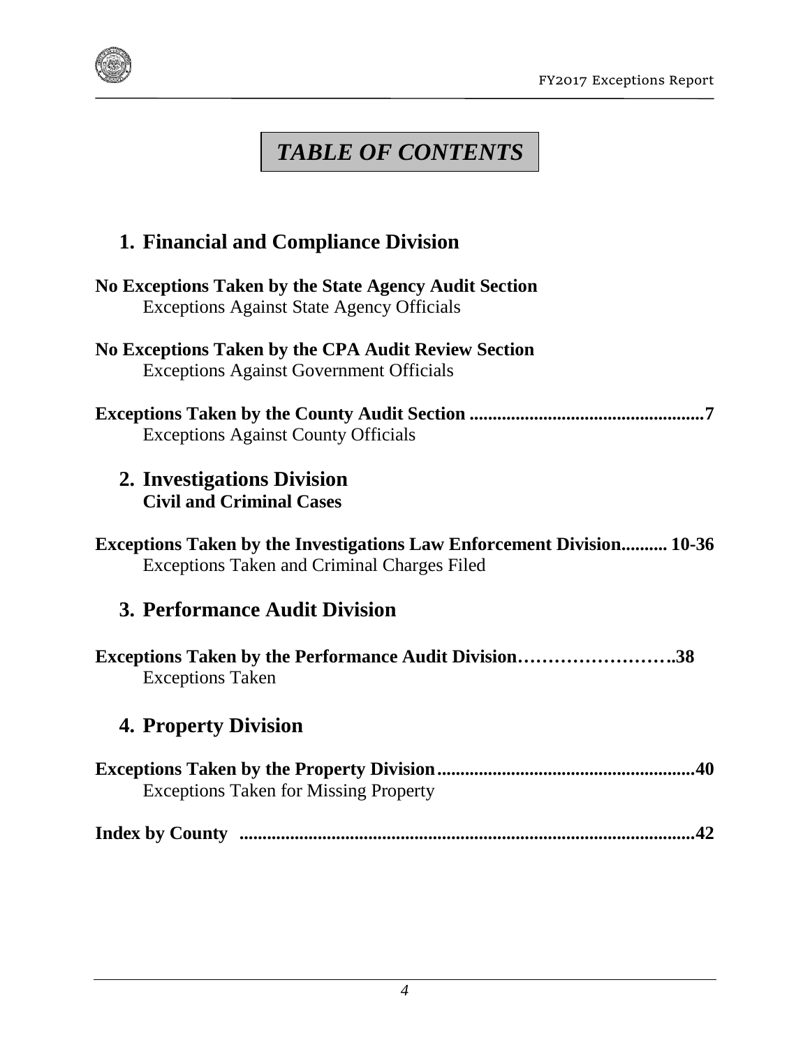# *TABLE OF CONTENTS*

## 1. Financial and Compliance Division

**No Exceptions Taken by the State Agency Audit Section**
Exceptions Against State Agency Officials

**No Exceptions Taken by the CPA Audit Review Section**
Exceptions Against Government Officials

**Exceptions Taken by the County Audit Section ...................................................7**
Exceptions Against County Officials

## 2. Investigations Division
**Civil and Criminal Cases**

**Exceptions Taken by the Investigations Law Enforcement Division.......... 10-36**
Exceptions Taken and Criminal Charges Filed

## 3. Performance Audit Division

**Exceptions Taken by the Performance Audit Division……………………..38**
Exceptions Taken

## 4. Property Division

**Exceptions Taken by the Property Division........................................................40**
Exceptions Taken for Missing Property

**Index by County ..................................................................................................42**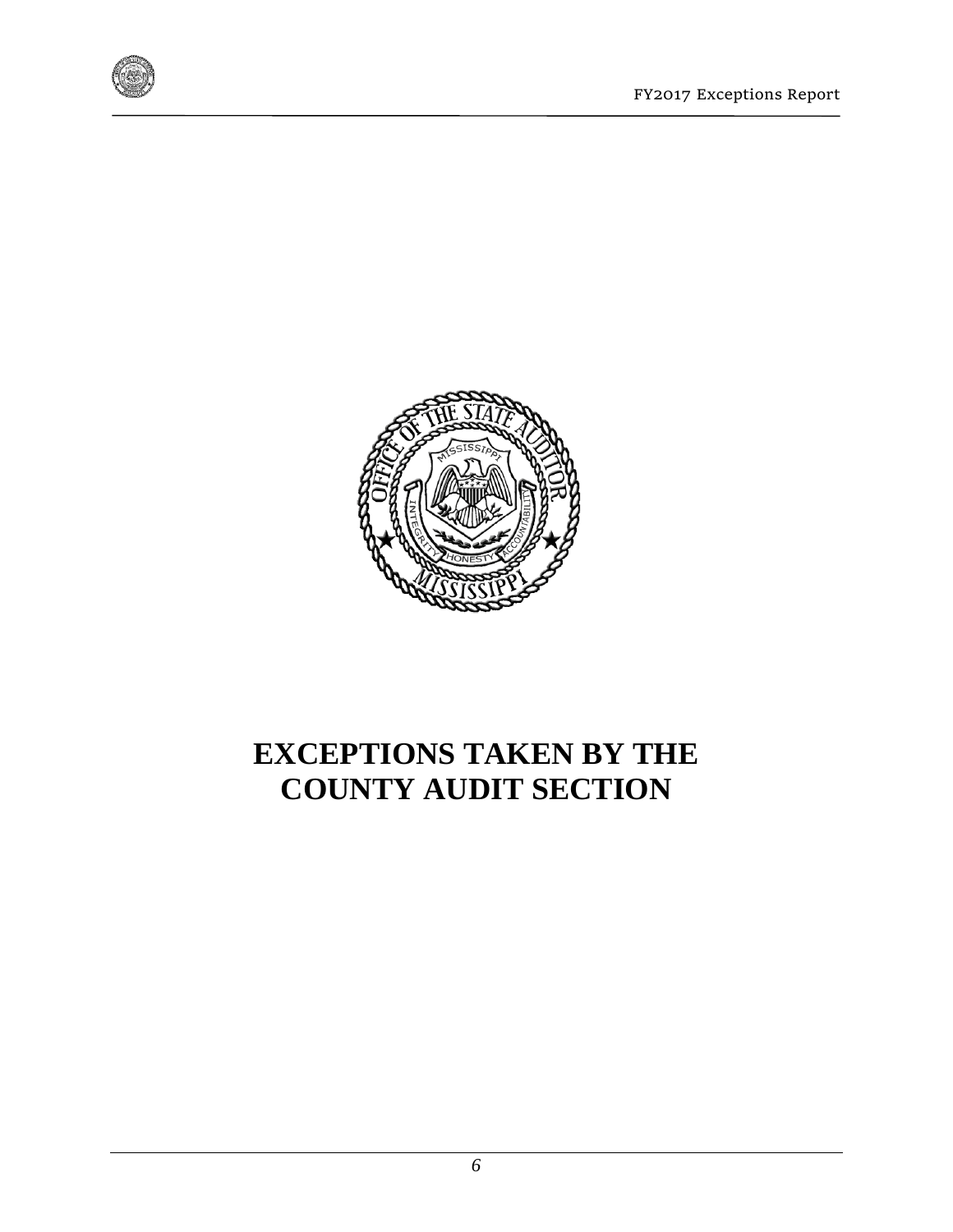# EXCEPTIONS TAKEN BY THE COUNTY AUDIT SECTION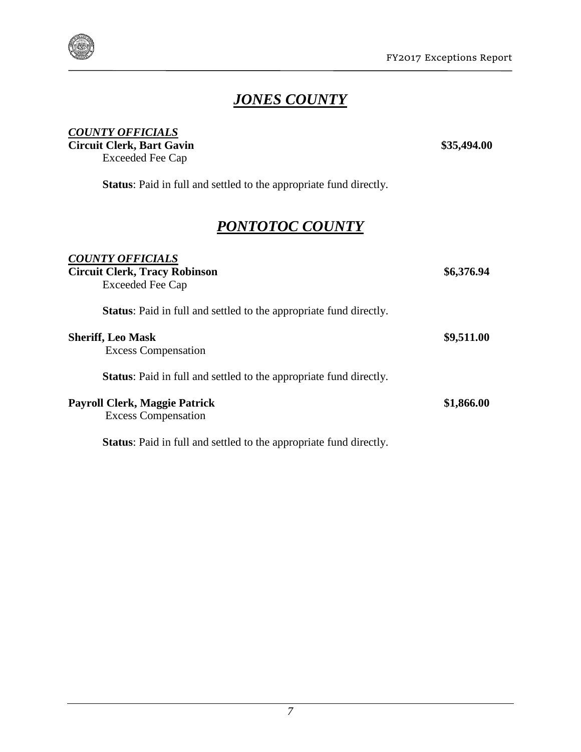# ***JONES COUNTY***

***COUNTY OFFICIALS***

**Circuit Clerk, Bart Gavin** **$35,494.00**

Exceeded Fee Cap

**Status**: Paid in full and settled to the appropriate fund directly.

# ***PONTOTOC COUNTY***

***COUNTY OFFICIALS***

**Circuit Clerk, Tracy Robinson** **$6,376.94**

Exceeded Fee Cap

**Status**: Paid in full and settled to the appropriate fund directly.

**Sheriff, Leo Mask** **$9,511.00**

Excess Compensation

**Status**: Paid in full and settled to the appropriate fund directly.

**Payroll Clerk, Maggie Patrick** **$1,866.00**

Excess Compensation

**Status**: Paid in full and settled to the appropriate fund directly.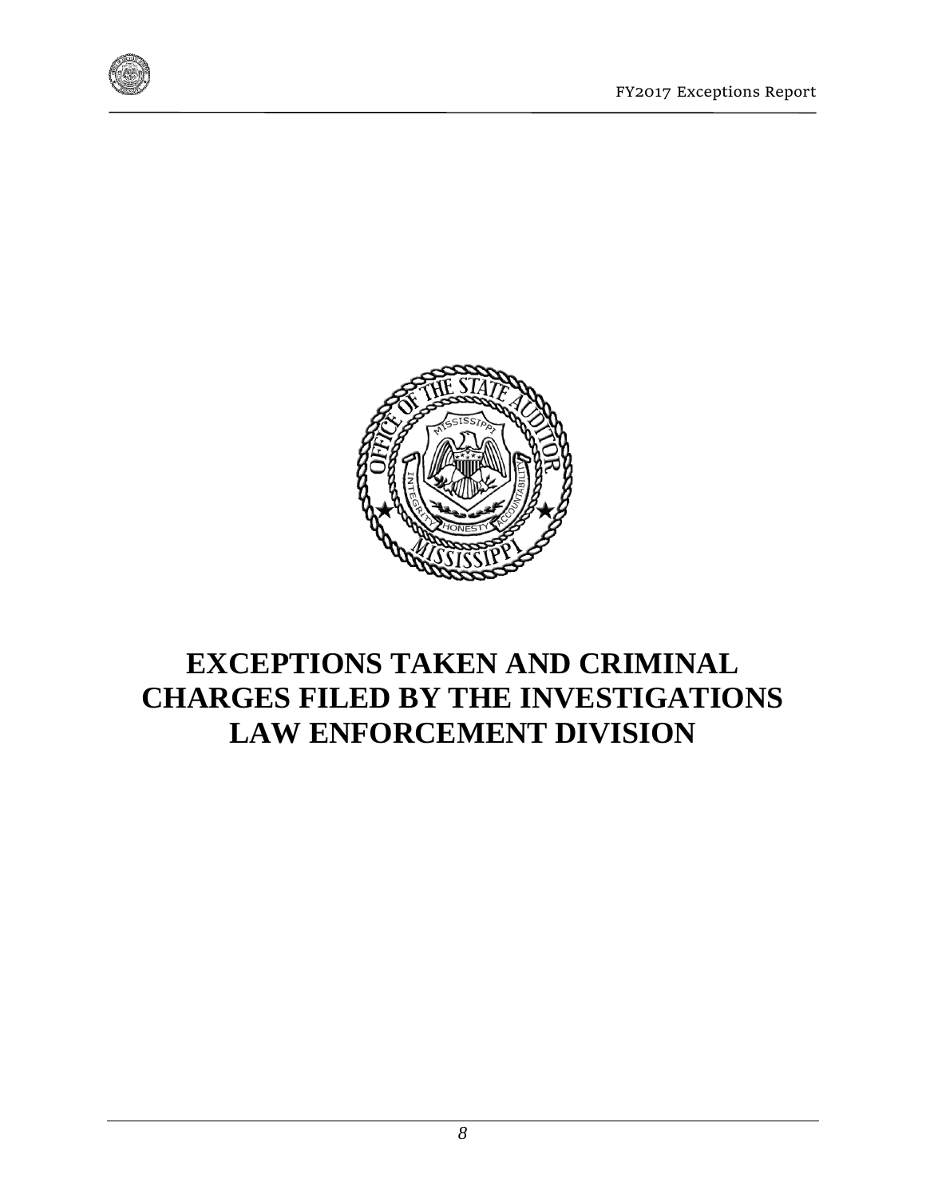# EXCEPTIONS TAKEN AND CRIMINAL CHARGES FILED BY THE INVESTIGATIONS LAW ENFORCEMENT DIVISION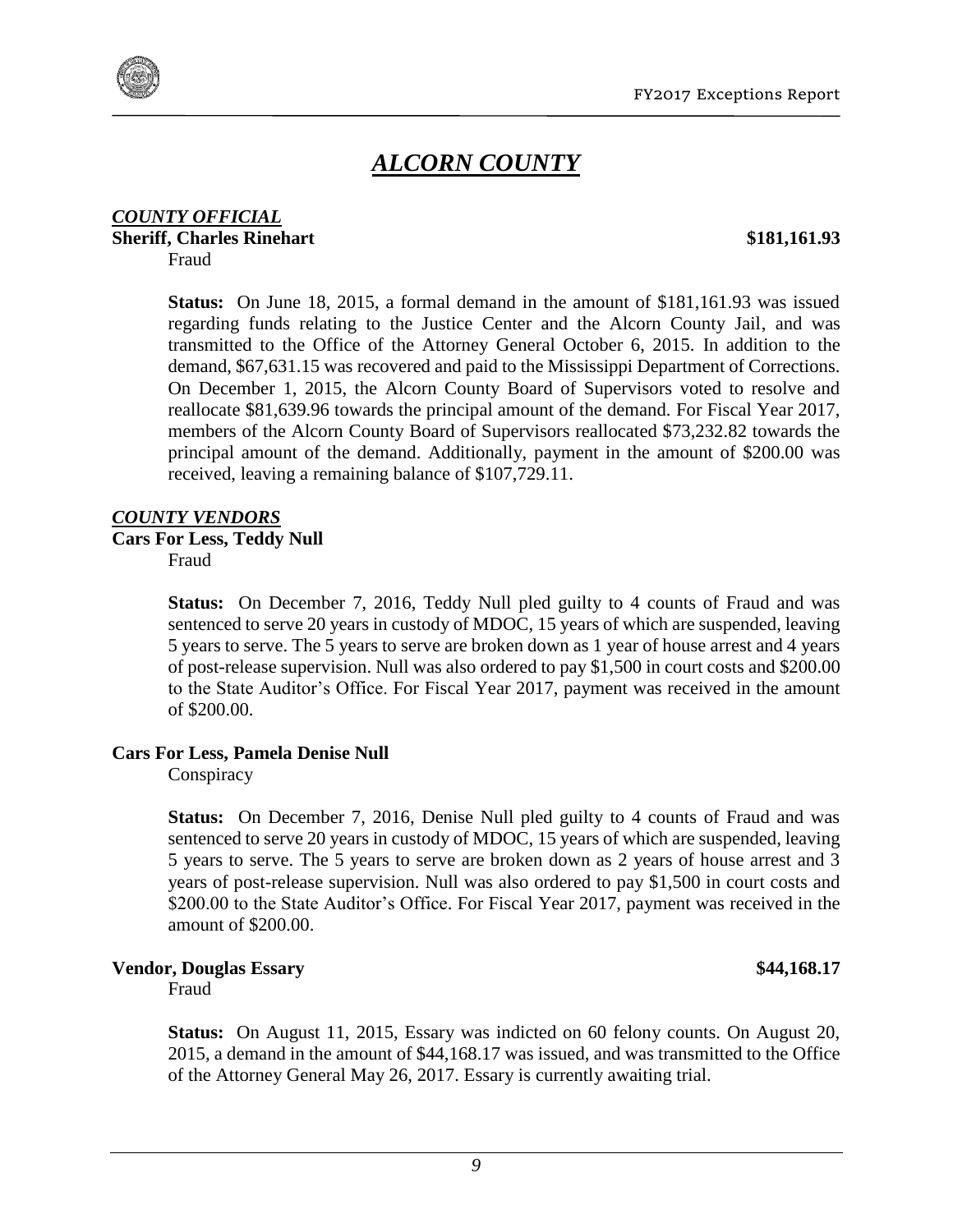# *ALCORN COUNTY*

***COUNTY OFFICIAL***

**Sheriff, Charles Rinehart** **$181,161.93**

Fraud

**Status:** On June 18, 2015, a formal demand in the amount of $181,161.93 was issued regarding funds relating to the Justice Center and the Alcorn County Jail, and was transmitted to the Office of the Attorney General October 6, 2015. In addition to the demand, $67,631.15 was recovered and paid to the Mississippi Department of Corrections. On December 1, 2015, the Alcorn County Board of Supervisors voted to resolve and reallocate $81,639.96 towards the principal amount of the demand. For Fiscal Year 2017, members of the Alcorn County Board of Supervisors reallocated $73,232.82 towards the principal amount of the demand. Additionally, payment in the amount of $200.00 was received, leaving a remaining balance of $107,729.11.

***COUNTY VENDORS***

**Cars For Less, Teddy Null**

Fraud

**Status:** On December 7, 2016, Teddy Null pled guilty to 4 counts of Fraud and was sentenced to serve 20 years in custody of MDOC, 15 years of which are suspended, leaving 5 years to serve. The 5 years to serve are broken down as 1 year of house arrest and 4 years of post-release supervision. Null was also ordered to pay $1,500 in court costs and $200.00 to the State Auditor's Office. For Fiscal Year 2017, payment was received in the amount of $200.00.

**Cars For Less, Pamela Denise Null**

Conspiracy

**Status:** On December 7, 2016, Denise Null pled guilty to 4 counts of Fraud and was sentenced to serve 20 years in custody of MDOC, 15 years of which are suspended, leaving 5 years to serve. The 5 years to serve are broken down as 2 years of house arrest and 3 years of post-release supervision. Null was also ordered to pay $1,500 in court costs and $200.00 to the State Auditor's Office. For Fiscal Year 2017, payment was received in the amount of $200.00.

**Vendor, Douglas Essary** **$44,168.17**

Fraud

**Status:** On August 11, 2015, Essary was indicted on 60 felony counts. On August 20, 2015, a demand in the amount of $44,168.17 was issued, and was transmitted to the Office of the Attorney General May 26, 2017. Essary is currently awaiting trial.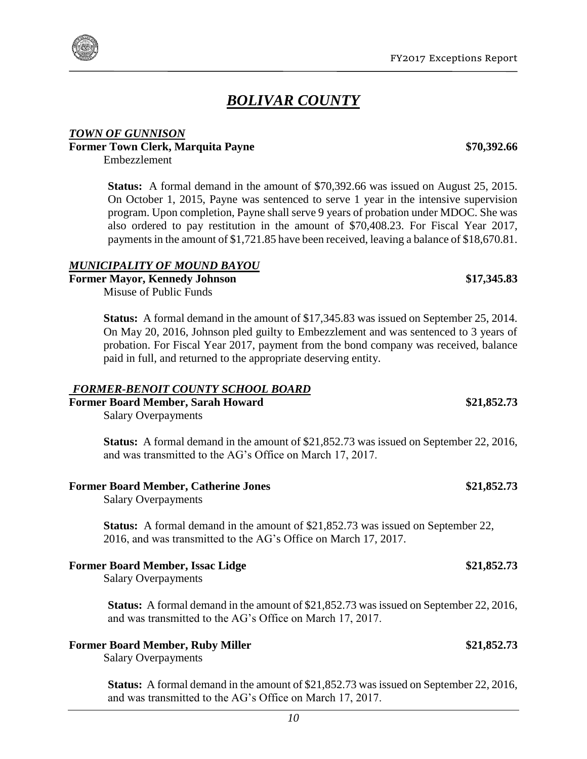# *BOLIVAR COUNTY*

***TOWN OF GUNNISON***

**Former Town Clerk, Marquita Payne** **$70,392.66**

Embezzlement

**Status:** A formal demand in the amount of $70,392.66 was issued on August 25, 2015. On October 1, 2015, Payne was sentenced to serve 1 year in the intensive supervision program. Upon completion, Payne shall serve 9 years of probation under MDOC. She was also ordered to pay restitution in the amount of $70,408.23. For Fiscal Year 2017, payments in the amount of $1,721.85 have been received, leaving a balance of $18,670.81.

***MUNICIPALITY OF MOUND BAYOU***

**Former Mayor, Kennedy Johnson** **$17,345.83**

Misuse of Public Funds

**Status:** A formal demand in the amount of $17,345.83 was issued on September 25, 2014. On May 20, 2016, Johnson pled guilty to Embezzlement and was sentenced to 3 years of probation. For Fiscal Year 2017, payment from the bond company was received, balance paid in full, and returned to the appropriate deserving entity.

***FORMER-BENOIT COUNTY SCHOOL BOARD***

**Former Board Member, Sarah Howard** **$21,852.73**

Salary Overpayments

**Status:** A formal demand in the amount of $21,852.73 was issued on September 22, 2016, and was transmitted to the AG's Office on March 17, 2017.

**Former Board Member, Catherine Jones** **$21,852.73**

Salary Overpayments

**Status:** A formal demand in the amount of $21,852.73 was issued on September 22, 2016, and was transmitted to the AG's Office on March 17, 2017.

**Former Board Member, Issac Lidge** **$21,852.73**

Salary Overpayments

**Status:** A formal demand in the amount of $21,852.73 was issued on September 22, 2016, and was transmitted to the AG's Office on March 17, 2017.

**Former Board Member, Ruby Miller** **$21,852.73**

Salary Overpayments

**Status:** A formal demand in the amount of $21,852.73 was issued on September 22, 2016, and was transmitted to the AG's Office on March 17, 2017.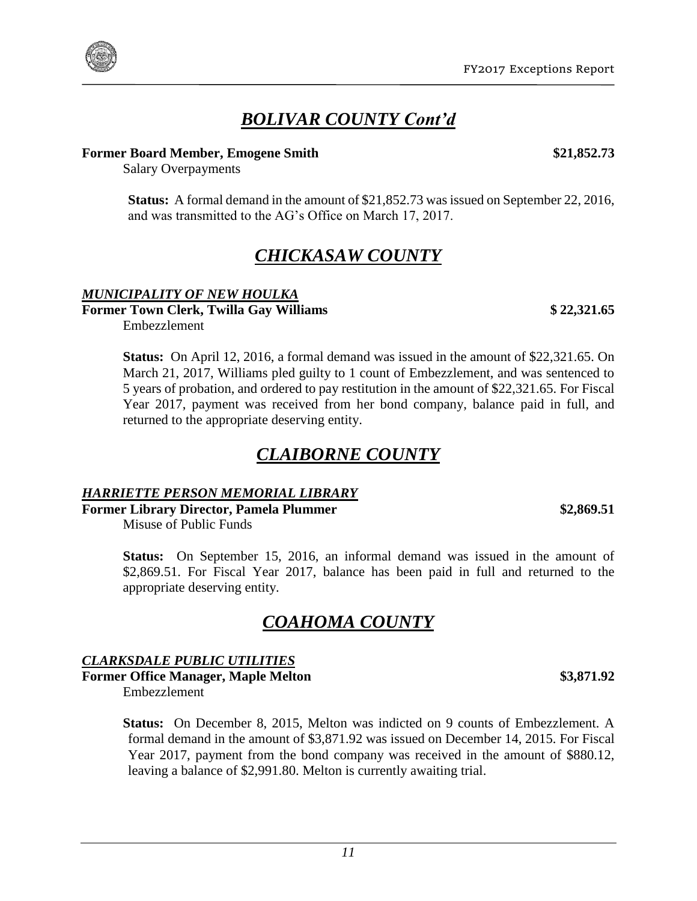## *BOLIVAR COUNTY Cont'd*

**Former Board Member, Emogene Smith** **$21,852.73**

Salary Overpayments

> **Status:** A formal demand in the amount of $21,852.73 was issued on September 22, 2016, and was transmitted to the AG's Office on March 17, 2017.

## *CHICKASAW COUNTY*

### *MUNICIPALITY OF NEW HOULKA*

**Former Town Clerk, Twilla Gay Williams** **$ 22,321.65**

Embezzlement

> **Status:** On April 12, 2016, a formal demand was issued in the amount of $22,321.65. On March 21, 2017, Williams pled guilty to 1 count of Embezzlement, and was sentenced to 5 years of probation, and ordered to pay restitution in the amount of $22,321.65. For Fiscal Year 2017, payment was received from her bond company, balance paid in full, and returned to the appropriate deserving entity.

## *CLAIBORNE COUNTY*

### *HARRIETTE PERSON MEMORIAL LIBRARY*

**Former Library Director, Pamela Plummer** **$2,869.51**

Misuse of Public Funds

> **Status:** On September 15, 2016, an informal demand was issued in the amount of $2,869.51. For Fiscal Year 2017, balance has been paid in full and returned to the appropriate deserving entity.

## *COAHOMA COUNTY*

### *CLARKSDALE PUBLIC UTILITIES*

**Former Office Manager, Maple Melton** **$3,871.92**

Embezzlement

> **Status:** On December 8, 2015, Melton was indicted on 9 counts of Embezzlement. A formal demand in the amount of $3,871.92 was issued on December 14, 2015. For Fiscal Year 2017, payment from the bond company was received in the amount of $880.12, leaving a balance of $2,991.80. Melton is currently awaiting trial.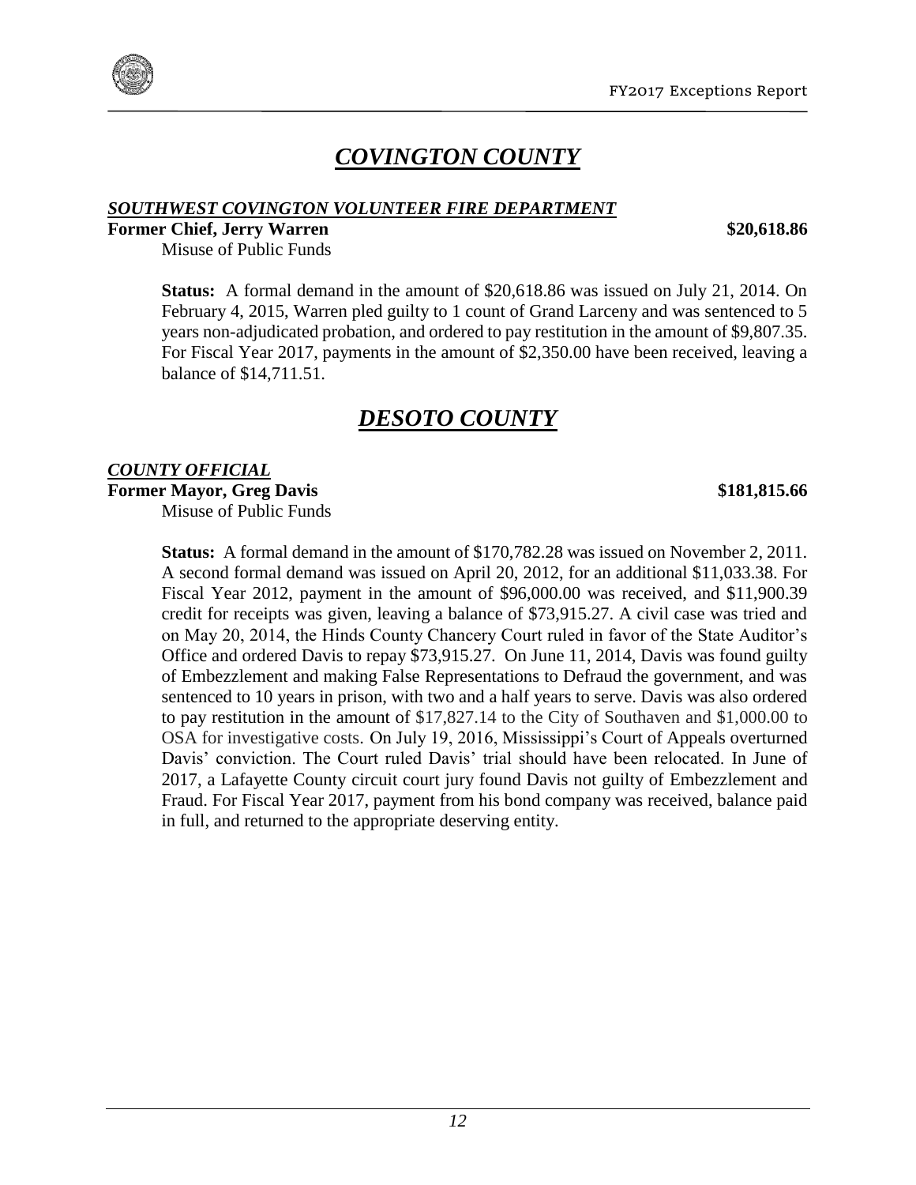# *COVINGTON COUNTY*

***SOUTHWEST COVINGTON VOLUNTEER FIRE DEPARTMENT***

**Former Chief, Jerry Warren** **$20,618.86**

Misuse of Public Funds

**Status:** A formal demand in the amount of $20,618.86 was issued on July 21, 2014. On February 4, 2015, Warren pled guilty to 1 count of Grand Larceny and was sentenced to 5 years non-adjudicated probation, and ordered to pay restitution in the amount of $9,807.35. For Fiscal Year 2017, payments in the amount of $2,350.00 have been received, leaving a balance of $14,711.51.

# *DESOTO COUNTY*

***COUNTY OFFICIAL***

**Former Mayor, Greg Davis** **$181,815.66**

Misuse of Public Funds

**Status:** A formal demand in the amount of $170,782.28 was issued on November 2, 2011. A second formal demand was issued on April 20, 2012, for an additional $11,033.38. For Fiscal Year 2012, payment in the amount of $96,000.00 was received, and $11,900.39 credit for receipts was given, leaving a balance of $73,915.27. A civil case was tried and on May 20, 2014, the Hinds County Chancery Court ruled in favor of the State Auditor's Office and ordered Davis to repay $73,915.27. On June 11, 2014, Davis was found guilty of Embezzlement and making False Representations to Defraud the government, and was sentenced to 10 years in prison, with two and a half years to serve. Davis was also ordered to pay restitution in the amount of $17,827.14 to the City of Southaven and $1,000.00 to OSA for investigative costs. On July 19, 2016, Mississippi's Court of Appeals overturned Davis' conviction. The Court ruled Davis' trial should have been relocated. In June of 2017, a Lafayette County circuit court jury found Davis not guilty of Embezzlement and Fraud. For Fiscal Year 2017, payment from his bond company was received, balance paid in full, and returned to the appropriate deserving entity.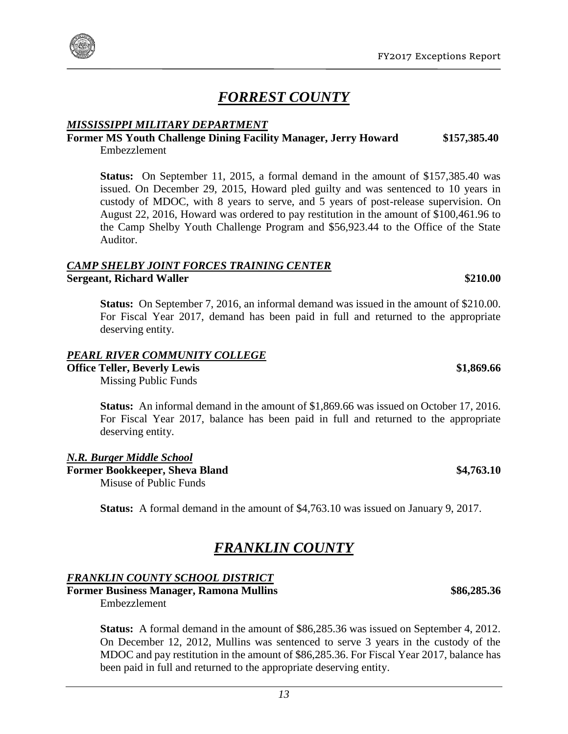# *FORREST COUNTY*

***MISSISSIPPI MILITARY DEPARTMENT***

**Former MS Youth Challenge Dining Facility Manager, Jerry Howard** **$157,385.40**

Embezzlement

**Status:** On September 11, 2015, a formal demand in the amount of $157,385.40 was issued. On December 29, 2015, Howard pled guilty and was sentenced to 10 years in custody of MDOC, with 8 years to serve, and 5 years of post-release supervision. On August 22, 2016, Howard was ordered to pay restitution in the amount of $100,461.96 to the Camp Shelby Youth Challenge Program and $56,923.44 to the Office of the State Auditor.

***CAMP SHELBY JOINT FORCES TRAINING CENTER***

**Sergeant, Richard Waller** **$210.00**

**Status:** On September 7, 2016, an informal demand was issued in the amount of $210.00. For Fiscal Year 2017, demand has been paid in full and returned to the appropriate deserving entity.

***PEARL RIVER COMMUNITY COLLEGE***

**Office Teller, Beverly Lewis** **$1,869.66**

Missing Public Funds

**Status:** An informal demand in the amount of $1,869.66 was issued on October 17, 2016. For Fiscal Year 2017, balance has been paid in full and returned to the appropriate deserving entity.

***N.R. Burger Middle School***

**Former Bookkeeper, Sheva Bland** **$4,763.10**

Misuse of Public Funds

**Status:** A formal demand in the amount of $4,763.10 was issued on January 9, 2017.

# *FRANKLIN COUNTY*

***FRANKLIN COUNTY SCHOOL DISTRICT***

**Former Business Manager, Ramona Mullins** **$86,285.36**

Embezzlement

**Status:** A formal demand in the amount of $86,285.36 was issued on September 4, 2012. On December 12, 2012, Mullins was sentenced to serve 3 years in the custody of the MDOC and pay restitution in the amount of $86,285.36. For Fiscal Year 2017, balance has been paid in full and returned to the appropriate deserving entity.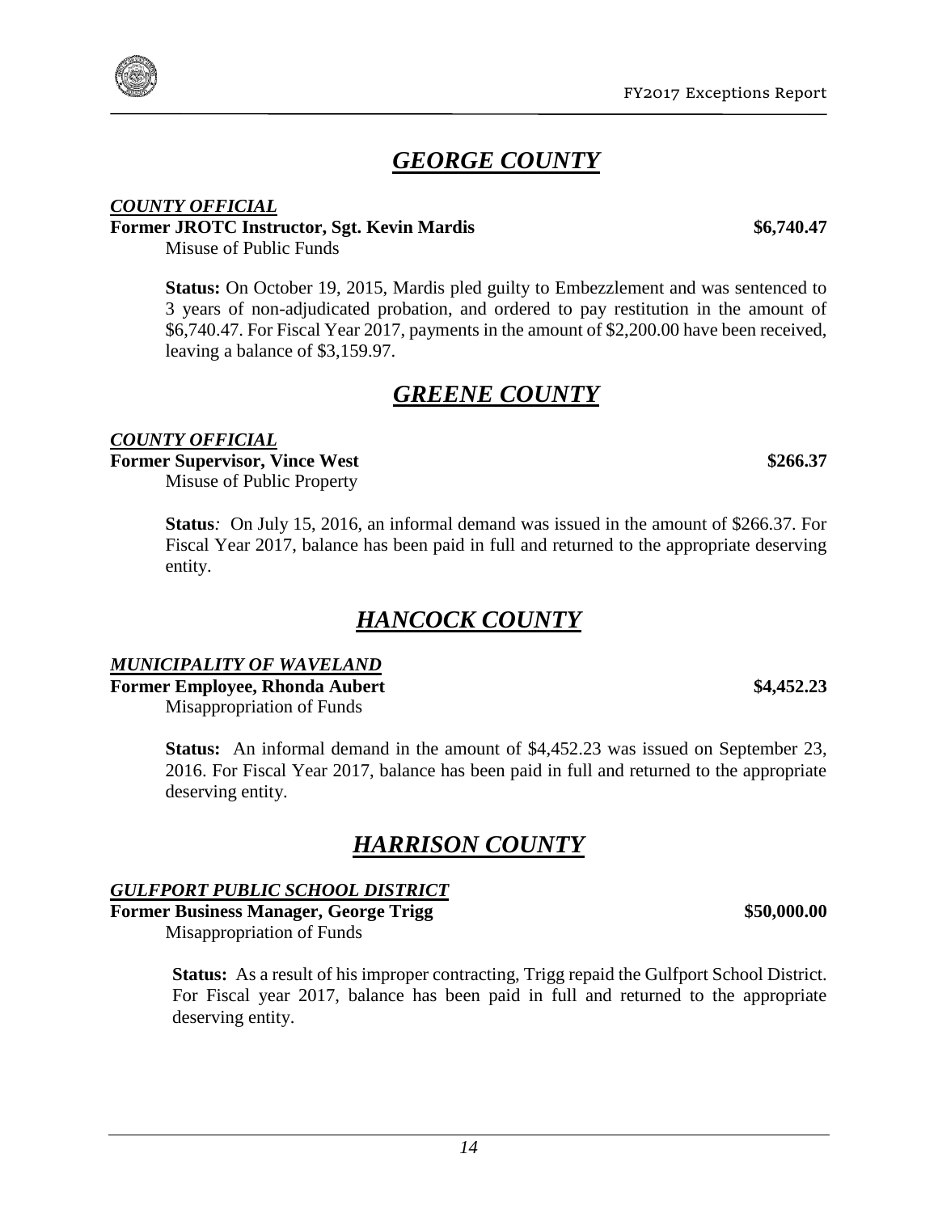# *GEORGE COUNTY*

***COUNTY OFFICIAL***

**Former JROTC Instructor, Sgt. Kevin Mardis** **$6,740.47**

Misuse of Public Funds

**Status:** On October 19, 2015, Mardis pled guilty to Embezzlement and was sentenced to 3 years of non-adjudicated probation, and ordered to pay restitution in the amount of $6,740.47. For Fiscal Year 2017, payments in the amount of $2,200.00 have been received, leaving a balance of $3,159.97.

# *GREENE COUNTY*

***COUNTY OFFICIAL***

**Former Supervisor, Vince West** **$266.37**

Misuse of Public Property

**Status***:* On July 15, 2016, an informal demand was issued in the amount of $266.37. For Fiscal Year 2017, balance has been paid in full and returned to the appropriate deserving entity.

# *HANCOCK COUNTY*

***MUNICIPALITY OF WAVELAND***

**Former Employee, Rhonda Aubert** **$4,452.23**

Misappropriation of Funds

**Status:** An informal demand in the amount of $4,452.23 was issued on September 23, 2016. For Fiscal Year 2017, balance has been paid in full and returned to the appropriate deserving entity.

# *HARRISON COUNTY*

***GULFPORT PUBLIC SCHOOL DISTRICT***

**Former Business Manager, George Trigg** **$50,000.00**

Misappropriation of Funds

**Status:** As a result of his improper contracting, Trigg repaid the Gulfport School District. For Fiscal year 2017, balance has been paid in full and returned to the appropriate deserving entity.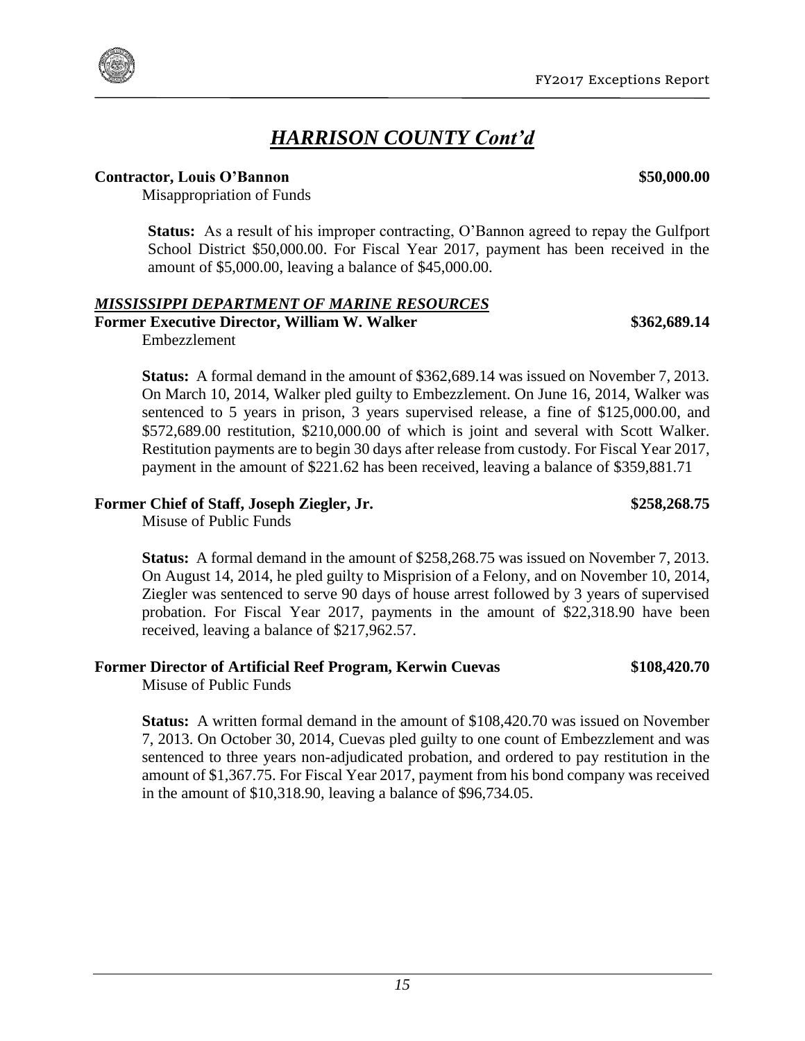# *HARRISON COUNTY Cont'd*

**Contractor, Louis O'Bannon** **$50,000.00**

Misappropriation of Funds

> **Status:** As a result of his improper contracting, O'Bannon agreed to repay the Gulfport School District $50,000.00. For Fiscal Year 2017, payment has been received in the amount of $5,000.00, leaving a balance of $45,000.00.

## ***MISSISSIPPI DEPARTMENT OF MARINE RESOURCES***

**Former Executive Director, William W. Walker** **$362,689.14**

Embezzlement

> **Status:** A formal demand in the amount of $362,689.14 was issued on November 7, 2013. On March 10, 2014, Walker pled guilty to Embezzlement. On June 16, 2014, Walker was sentenced to 5 years in prison, 3 years supervised release, a fine of $125,000.00, and $572,689.00 restitution, $210,000.00 of which is joint and several with Scott Walker. Restitution payments are to begin 30 days after release from custody. For Fiscal Year 2017, payment in the amount of $221.62 has been received, leaving a balance of $359,881.71

**Former Chief of Staff, Joseph Ziegler, Jr.** **$258,268.75**

Misuse of Public Funds

> **Status:** A formal demand in the amount of $258,268.75 was issued on November 7, 2013. On August 14, 2014, he pled guilty to Misprision of a Felony, and on November 10, 2014, Ziegler was sentenced to serve 90 days of house arrest followed by 3 years of supervised probation. For Fiscal Year 2017, payments in the amount of $22,318.90 have been received, leaving a balance of $217,962.57.

**Former Director of Artificial Reef Program, Kerwin Cuevas** **$108,420.70**

Misuse of Public Funds

> **Status:** A written formal demand in the amount of $108,420.70 was issued on November 7, 2013. On October 30, 2014, Cuevas pled guilty to one count of Embezzlement and was sentenced to three years non-adjudicated probation, and ordered to pay restitution in the amount of $1,367.75. For Fiscal Year 2017, payment from his bond company was received in the amount of $10,318.90, leaving a balance of $96,734.05.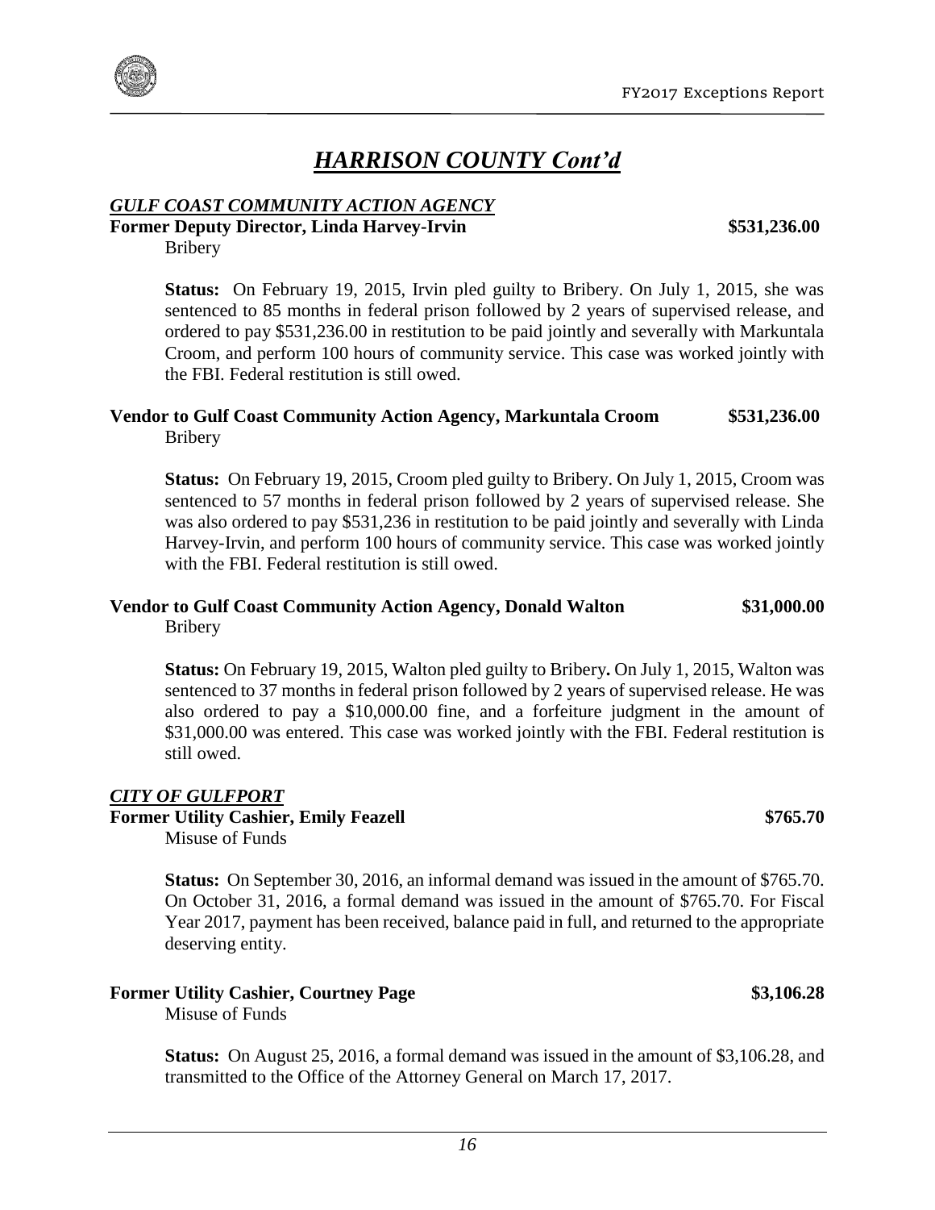# *HARRISON COUNTY Cont'd*

## *GULF COAST COMMUNITY ACTION AGENCY*

**Former Deputy Director, Linda Harvey-Irvin** **$531,236.00**

Bribery

**Status:** On February 19, 2015, Irvin pled guilty to Bribery. On July 1, 2015, she was sentenced to 85 months in federal prison followed by 2 years of supervised release, and ordered to pay $531,236.00 in restitution to be paid jointly and severally with Markuntala Croom, and perform 100 hours of community service. This case was worked jointly with the FBI. Federal restitution is still owed.

**Vendor to Gulf Coast Community Action Agency, Markuntala Croom** **$531,236.00**

Bribery

**Status:** On February 19, 2015, Croom pled guilty to Bribery. On July 1, 2015, Croom was sentenced to 57 months in federal prison followed by 2 years of supervised release. She was also ordered to pay $531,236 in restitution to be paid jointly and severally with Linda Harvey-Irvin, and perform 100 hours of community service. This case was worked jointly with the FBI. Federal restitution is still owed.

**Vendor to Gulf Coast Community Action Agency, Donald Walton** **$31,000.00**

Bribery

**Status:** On February 19, 2015, Walton pled guilty to Bribery**.** On July 1, 2015, Walton was sentenced to 37 months in federal prison followed by 2 years of supervised release. He was also ordered to pay a $10,000.00 fine, and a forfeiture judgment in the amount of $31,000.00 was entered. This case was worked jointly with the FBI. Federal restitution is still owed.

## *CITY OF GULFPORT*

**Former Utility Cashier, Emily Feazell** **$765.70**

Misuse of Funds

**Status:** On September 30, 2016, an informal demand was issued in the amount of $765.70. On October 31, 2016, a formal demand was issued in the amount of $765.70. For Fiscal Year 2017, payment has been received, balance paid in full, and returned to the appropriate deserving entity.

**Former Utility Cashier, Courtney Page** **$3,106.28**

Misuse of Funds

**Status:** On August 25, 2016, a formal demand was issued in the amount of $3,106.28, and transmitted to the Office of the Attorney General on March 17, 2017.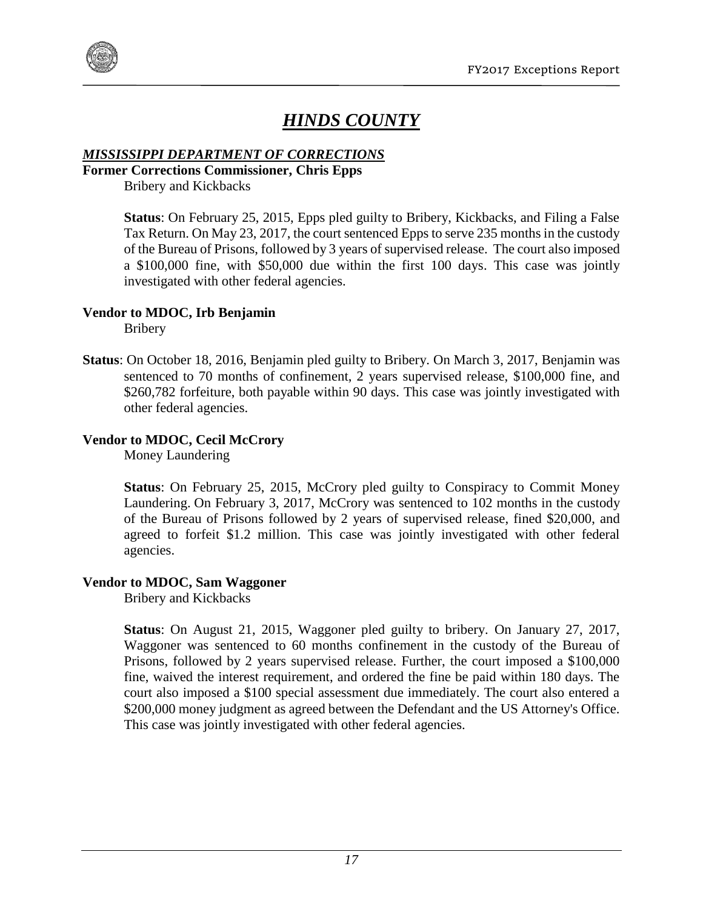# *HINDS COUNTY*

## *MISSISSIPPI DEPARTMENT OF CORRECTIONS*

**Former Corrections Commissioner, Chris Epps**

Bribery and Kickbacks

**Status**: On February 25, 2015, Epps pled guilty to Bribery, Kickbacks, and Filing a False Tax Return. On May 23, 2017, the court sentenced Epps to serve 235 months in the custody of the Bureau of Prisons, followed by 3 years of supervised release. The court also imposed a $100,000 fine, with $50,000 due within the first 100 days. This case was jointly investigated with other federal agencies.

**Vendor to MDOC, Irb Benjamin**

Bribery

**Status**: On October 18, 2016, Benjamin pled guilty to Bribery. On March 3, 2017, Benjamin was sentenced to 70 months of confinement, 2 years supervised release, $100,000 fine, and $260,782 forfeiture, both payable within 90 days. This case was jointly investigated with other federal agencies.

**Vendor to MDOC, Cecil McCrory**

Money Laundering

**Status**: On February 25, 2015, McCrory pled guilty to Conspiracy to Commit Money Laundering. On February 3, 2017, McCrory was sentenced to 102 months in the custody of the Bureau of Prisons followed by 2 years of supervised release, fined $20,000, and agreed to forfeit $1.2 million. This case was jointly investigated with other federal agencies.

**Vendor to MDOC, Sam Waggoner**

Bribery and Kickbacks

**Status**: On August 21, 2015, Waggoner pled guilty to bribery. On January 27, 2017, Waggoner was sentenced to 60 months confinement in the custody of the Bureau of Prisons, followed by 2 years supervised release. Further, the court imposed a $100,000 fine, waived the interest requirement, and ordered the fine be paid within 180 days. The court also imposed a $100 special assessment due immediately. The court also entered a $200,000 money judgment as agreed between the Defendant and the US Attorney's Office. This case was jointly investigated with other federal agencies.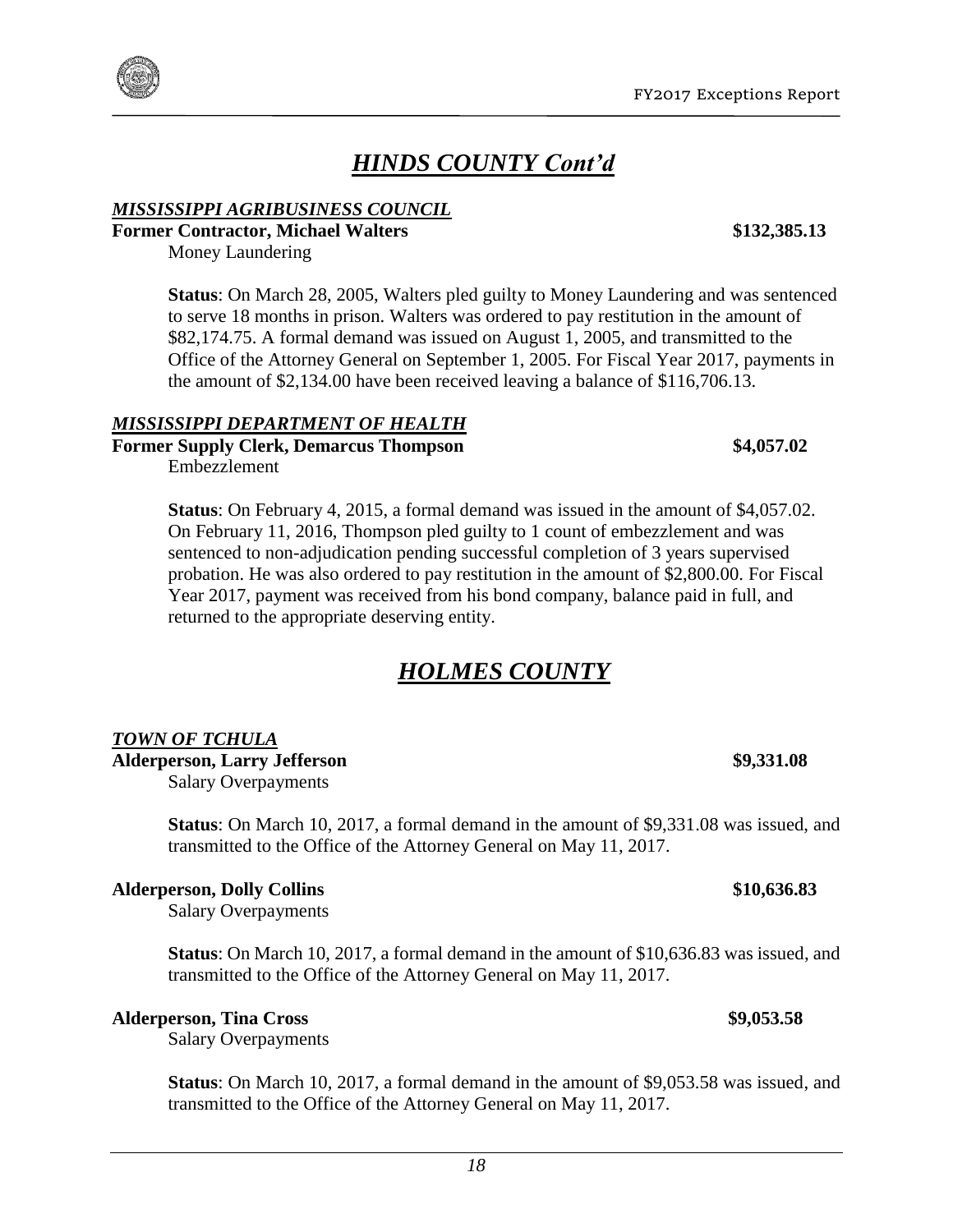# *HINDS COUNTY Cont'd*

### *MISSISSIPPI AGRIBUSINESS COUNCIL*

**Former Contractor, Michael Walters** **$132,385.13**

Money Laundering

**Status**: On March 28, 2005, Walters pled guilty to Money Laundering and was sentenced to serve 18 months in prison. Walters was ordered to pay restitution in the amount of $82,174.75. A formal demand was issued on August 1, 2005, and transmitted to the Office of the Attorney General on September 1, 2005. For Fiscal Year 2017, payments in the amount of $2,134.00 have been received leaving a balance of $116,706.13.

### *MISSISSIPPI DEPARTMENT OF HEALTH*

**Former Supply Clerk, Demarcus Thompson** **$4,057.02**

Embezzlement

**Status**: On February 4, 2015, a formal demand was issued in the amount of $4,057.02. On February 11, 2016, Thompson pled guilty to 1 count of embezzlement and was sentenced to non-adjudication pending successful completion of 3 years supervised probation. He was also ordered to pay restitution in the amount of $2,800.00. For Fiscal Year 2017, payment was received from his bond company, balance paid in full, and returned to the appropriate deserving entity.

# *HOLMES COUNTY*

### *TOWN OF TCHULA*

**Alderperson, Larry Jefferson** **$9,331.08**

Salary Overpayments

**Status**: On March 10, 2017, a formal demand in the amount of $9,331.08 was issued, and transmitted to the Office of the Attorney General on May 11, 2017.

**Alderperson, Dolly Collins** **$10,636.83**

Salary Overpayments

**Status**: On March 10, 2017, a formal demand in the amount of $10,636.83 was issued, and transmitted to the Office of the Attorney General on May 11, 2017.

**Alderperson, Tina Cross** **$9,053.58**

Salary Overpayments

**Status**: On March 10, 2017, a formal demand in the amount of $9,053.58 was issued, and transmitted to the Office of the Attorney General on May 11, 2017.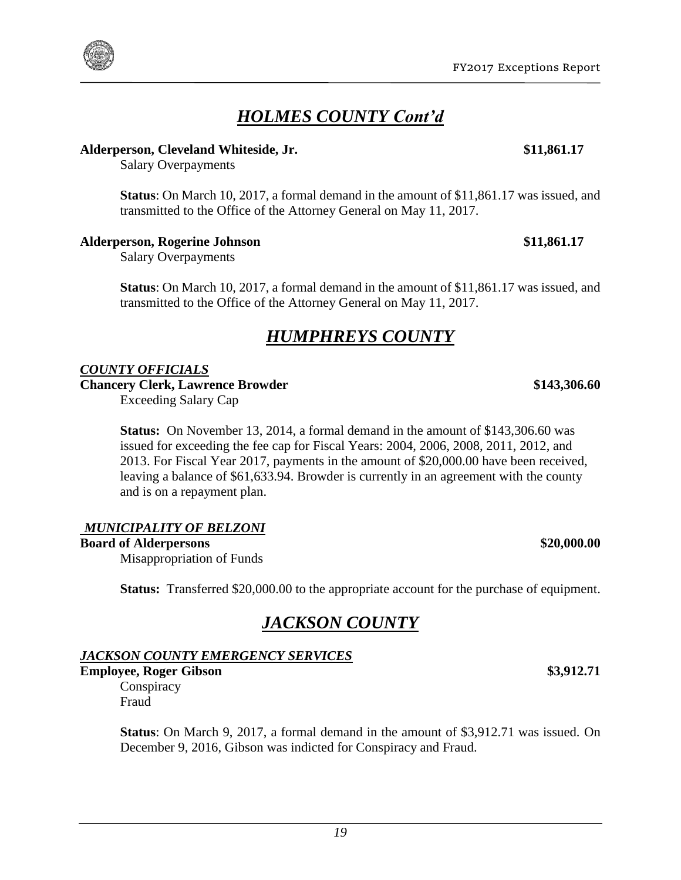## *HOLMES COUNTY Cont'd*

**Alderperson, Cleveland Whiteside, Jr.** **$11,861.17**

Salary Overpayments

**Status**: On March 10, 2017, a formal demand in the amount of $11,861.17 was issued, and transmitted to the Office of the Attorney General on May 11, 2017.

**Alderperson, Rogerine Johnson** **$11,861.17**

Salary Overpayments

**Status**: On March 10, 2017, a formal demand in the amount of $11,861.17 was issued, and transmitted to the Office of the Attorney General on May 11, 2017.

## *HUMPHREYS COUNTY*

### *COUNTY OFFICIALS*

**Chancery Clerk, Lawrence Browder** **$143,306.60**

Exceeding Salary Cap

**Status:** On November 13, 2014, a formal demand in the amount of $143,306.60 was issued for exceeding the fee cap for Fiscal Years: 2004, 2006, 2008, 2011, 2012, and 2013. For Fiscal Year 2017, payments in the amount of $20,000.00 have been received, leaving a balance of $61,633.94. Browder is currently in an agreement with the county and is on a repayment plan.

### *MUNICIPALITY OF BELZONI*

**Board of Alderpersons** **$20,000.00**

Misappropriation of Funds

**Status:** Transferred $20,000.00 to the appropriate account for the purchase of equipment.

## *JACKSON COUNTY*

### *JACKSON COUNTY EMERGENCY SERVICES*

**Employee, Roger Gibson** **$3,912.71**

Conspiracy
Fraud

**Status**: On March 9, 2017, a formal demand in the amount of $3,912.71 was issued. On December 9, 2016, Gibson was indicted for Conspiracy and Fraud.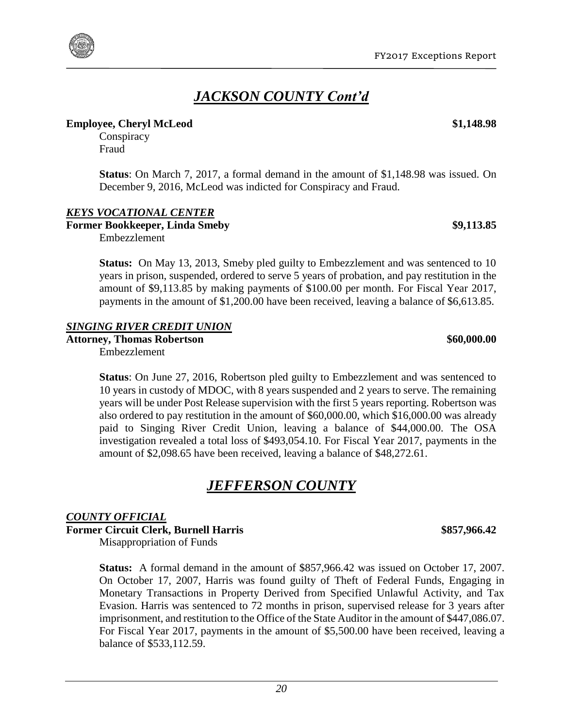# *JACKSON COUNTY Cont'd*

**Employee, Cheryl McLeod** **$1,148.98**

Conspiracy
Fraud

**Status**: On March 7, 2017, a formal demand in the amount of $1,148.98 was issued. On December 9, 2016, McLeod was indicted for Conspiracy and Fraud.

***KEYS VOCATIONAL CENTER***

**Former Bookkeeper, Linda Smeby** **$9,113.85**

Embezzlement

**Status:** On May 13, 2013, Smeby pled guilty to Embezzlement and was sentenced to 10 years in prison, suspended, ordered to serve 5 years of probation, and pay restitution in the amount of $9,113.85 by making payments of $100.00 per month. For Fiscal Year 2017, payments in the amount of $1,200.00 have been received, leaving a balance of $6,613.85.

***SINGING RIVER CREDIT UNION***

**Attorney, Thomas Robertson** **$60,000.00**

Embezzlement

**Status**: On June 27, 2016, Robertson pled guilty to Embezzlement and was sentenced to 10 years in custody of MDOC, with 8 years suspended and 2 years to serve. The remaining years will be under Post Release supervision with the first 5 years reporting. Robertson was also ordered to pay restitution in the amount of $60,000.00, which $16,000.00 was already paid to Singing River Credit Union, leaving a balance of $44,000.00. The OSA investigation revealed a total loss of $493,054.10. For Fiscal Year 2017, payments in the amount of $2,098.65 have been received, leaving a balance of $48,272.61.

# *JEFFERSON COUNTY*

***COUNTY OFFICIAL***

**Former Circuit Clerk, Burnell Harris** **$857,966.42**

Misappropriation of Funds

**Status:** A formal demand in the amount of $857,966.42 was issued on October 17, 2007. On October 17, 2007, Harris was found guilty of Theft of Federal Funds, Engaging in Monetary Transactions in Property Derived from Specified Unlawful Activity, and Tax Evasion. Harris was sentenced to 72 months in prison, supervised release for 3 years after imprisonment, and restitution to the Office of the State Auditor in the amount of $447,086.07. For Fiscal Year 2017, payments in the amount of $5,500.00 have been received, leaving a balance of $533,112.59.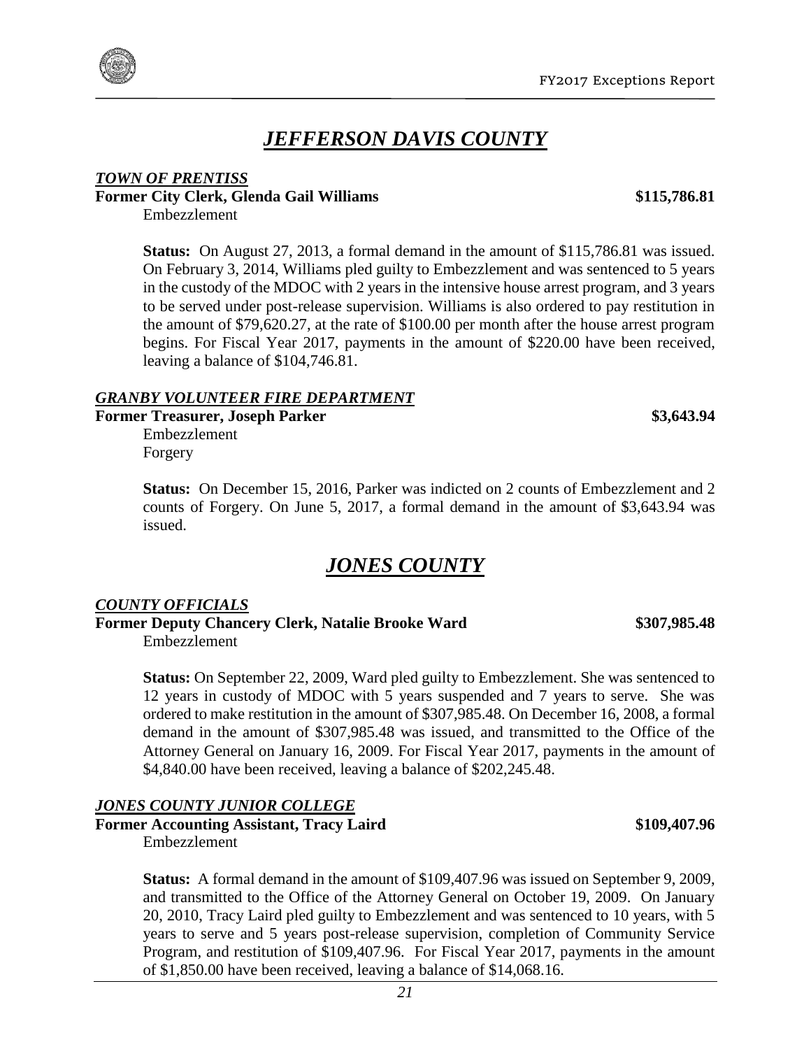# *JEFFERSON DAVIS COUNTY*

### *TOWN OF PRENTISS*

**Former City Clerk, Glenda Gail Williams** **$115,786.81**

Embezzlement

**Status:** On August 27, 2013, a formal demand in the amount of $115,786.81 was issued. On February 3, 2014, Williams pled guilty to Embezzlement and was sentenced to 5 years in the custody of the MDOC with 2 years in the intensive house arrest program, and 3 years to be served under post-release supervision. Williams is also ordered to pay restitution in the amount of $79,620.27, at the rate of $100.00 per month after the house arrest program begins. For Fiscal Year 2017, payments in the amount of $220.00 have been received, leaving a balance of $104,746.81.

### *GRANBY VOLUNTEER FIRE DEPARTMENT*

**Former Treasurer, Joseph Parker** **$3,643.94**

Embezzlement
Forgery

**Status:** On December 15, 2016, Parker was indicted on 2 counts of Embezzlement and 2 counts of Forgery. On June 5, 2017, a formal demand in the amount of $3,643.94 was issued.

# *JONES COUNTY*

### *COUNTY OFFICIALS*

**Former Deputy Chancery Clerk, Natalie Brooke Ward** **$307,985.48**

Embezzlement

**Status:** On September 22, 2009, Ward pled guilty to Embezzlement. She was sentenced to 12 years in custody of MDOC with 5 years suspended and 7 years to serve. She was ordered to make restitution in the amount of $307,985.48. On December 16, 2008, a formal demand in the amount of $307,985.48 was issued, and transmitted to the Office of the Attorney General on January 16, 2009. For Fiscal Year 2017, payments in the amount of $4,840.00 have been received, leaving a balance of $202,245.48.

### *JONES COUNTY JUNIOR COLLEGE*

**Former Accounting Assistant, Tracy Laird** **$109,407.96**

Embezzlement

**Status:** A formal demand in the amount of $109,407.96 was issued on September 9, 2009, and transmitted to the Office of the Attorney General on October 19, 2009. On January 20, 2010, Tracy Laird pled guilty to Embezzlement and was sentenced to 10 years, with 5 years to serve and 5 years post-release supervision, completion of Community Service Program, and restitution of $109,407.96. For Fiscal Year 2017, payments in the amount of $1,850.00 have been received, leaving a balance of $14,068.16.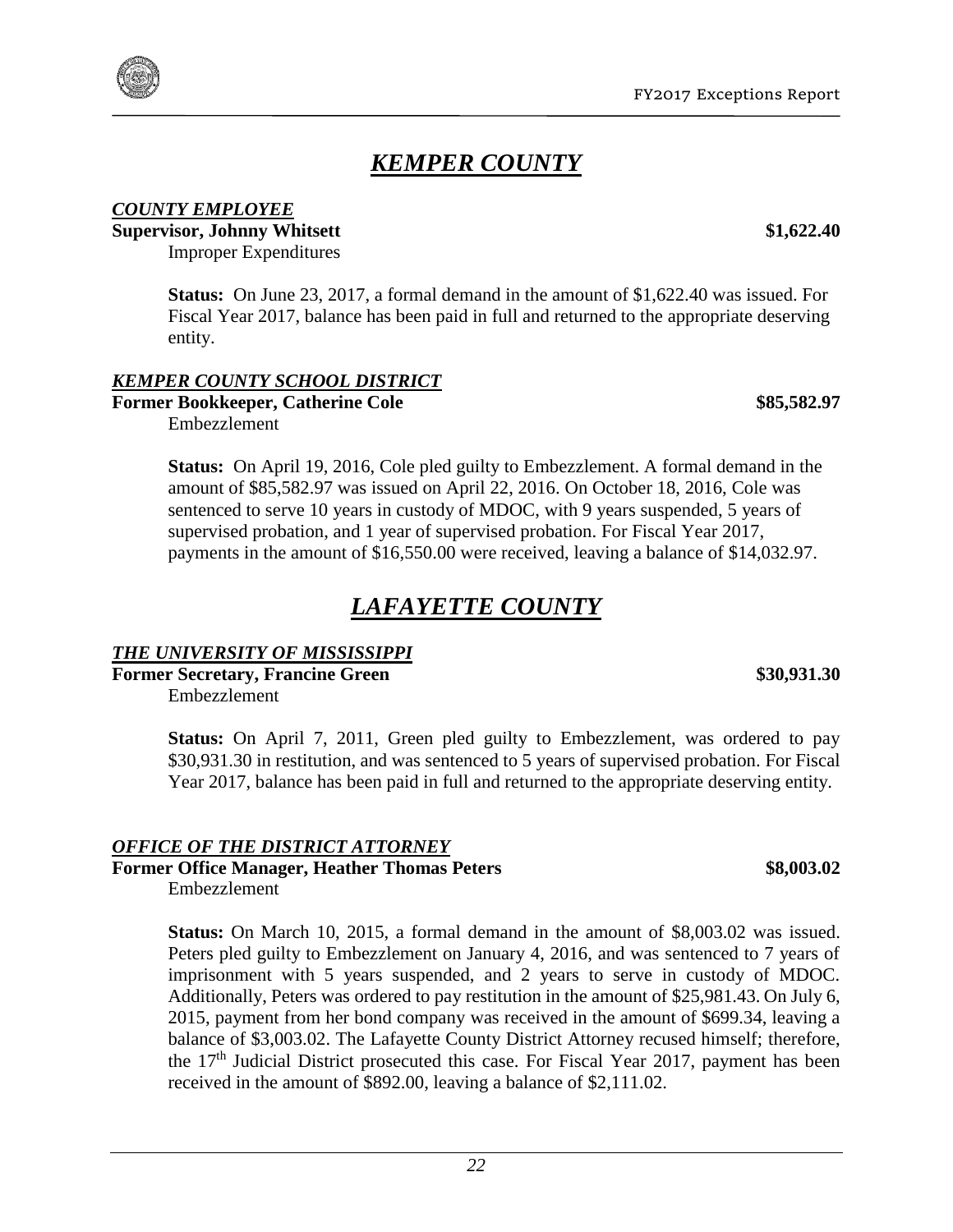# *KEMPER COUNTY*

### *COUNTY EMPLOYEE*

**Supervisor, Johnny Whitsett** **$1,622.40**

Improper Expenditures

**Status:** On June 23, 2017, a formal demand in the amount of $1,622.40 was issued. For Fiscal Year 2017, balance has been paid in full and returned to the appropriate deserving entity.

### *KEMPER COUNTY SCHOOL DISTRICT*

**Former Bookkeeper, Catherine Cole** **$85,582.97**

Embezzlement

**Status:** On April 19, 2016, Cole pled guilty to Embezzlement. A formal demand in the amount of $85,582.97 was issued on April 22, 2016. On October 18, 2016, Cole was sentenced to serve 10 years in custody of MDOC, with 9 years suspended, 5 years of supervised probation, and 1 year of supervised probation. For Fiscal Year 2017, payments in the amount of $16,550.00 were received, leaving a balance of $14,032.97.

# *LAFAYETTE COUNTY*

### *THE UNIVERSITY OF MISSISSIPPI*

**Former Secretary, Francine Green** **$30,931.30**

Embezzlement

**Status:** On April 7, 2011, Green pled guilty to Embezzlement, was ordered to pay $30,931.30 in restitution, and was sentenced to 5 years of supervised probation. For Fiscal Year 2017, balance has been paid in full and returned to the appropriate deserving entity.

### *OFFICE OF THE DISTRICT ATTORNEY*

**Former Office Manager, Heather Thomas Peters** **$8,003.02**

Embezzlement

**Status:** On March 10, 2015, a formal demand in the amount of $8,003.02 was issued. Peters pled guilty to Embezzlement on January 4, 2016, and was sentenced to 7 years of imprisonment with 5 years suspended, and 2 years to serve in custody of MDOC. Additionally, Peters was ordered to pay restitution in the amount of $25,981.43. On July 6, 2015, payment from her bond company was received in the amount of $699.34, leaving a balance of $3,003.02. The Lafayette County District Attorney recused himself; therefore, the 17th Judicial District prosecuted this case. For Fiscal Year 2017, payment has been received in the amount of $892.00, leaving a balance of $2,111.02.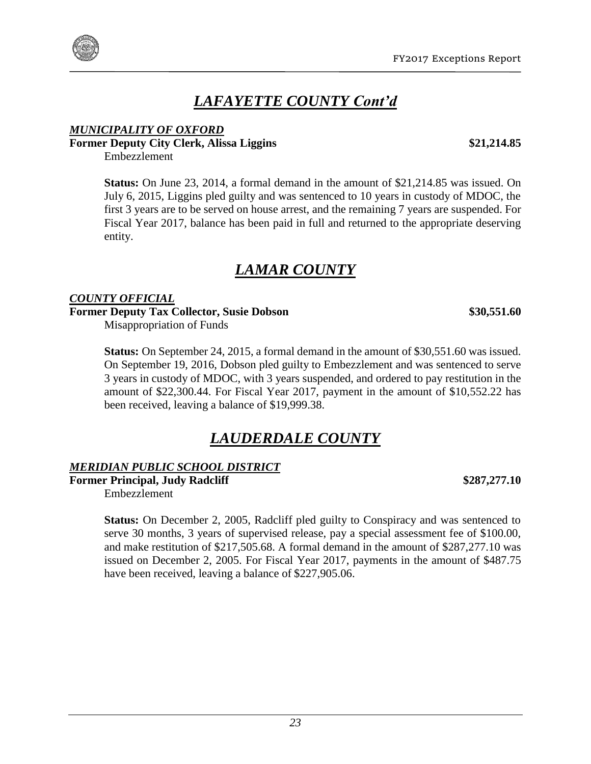## *LAFAYETTE COUNTY Cont'd*

***MUNICIPALITY OF OXFORD***

**Former Deputy City Clerk, Alissa Liggins** **$21,214.85**

Embezzlement

**Status:** On June 23, 2014, a formal demand in the amount of $21,214.85 was issued. On July 6, 2015, Liggins pled guilty and was sentenced to 10 years in custody of MDOC, the first 3 years are to be served on house arrest, and the remaining 7 years are suspended. For Fiscal Year 2017, balance has been paid in full and returned to the appropriate deserving entity.

## *LAMAR COUNTY*

***COUNTY OFFICIAL***

**Former Deputy Tax Collector, Susie Dobson** **$30,551.60**

Misappropriation of Funds

**Status:** On September 24, 2015, a formal demand in the amount of $30,551.60 was issued. On September 19, 2016, Dobson pled guilty to Embezzlement and was sentenced to serve 3 years in custody of MDOC, with 3 years suspended, and ordered to pay restitution in the amount of $22,300.44. For Fiscal Year 2017, payment in the amount of $10,552.22 has been received, leaving a balance of $19,999.38.

## *LAUDERDALE COUNTY*

***MERIDIAN PUBLIC SCHOOL DISTRICT***

**Former Principal, Judy Radcliff** **$287,277.10**

Embezzlement

**Status:** On December 2, 2005, Radcliff pled guilty to Conspiracy and was sentenced to serve 30 months, 3 years of supervised release, pay a special assessment fee of $100.00, and make restitution of $217,505.68. A formal demand in the amount of $287,277.10 was issued on December 2, 2005. For Fiscal Year 2017, payments in the amount of $487.75 have been received, leaving a balance of $227,905.06.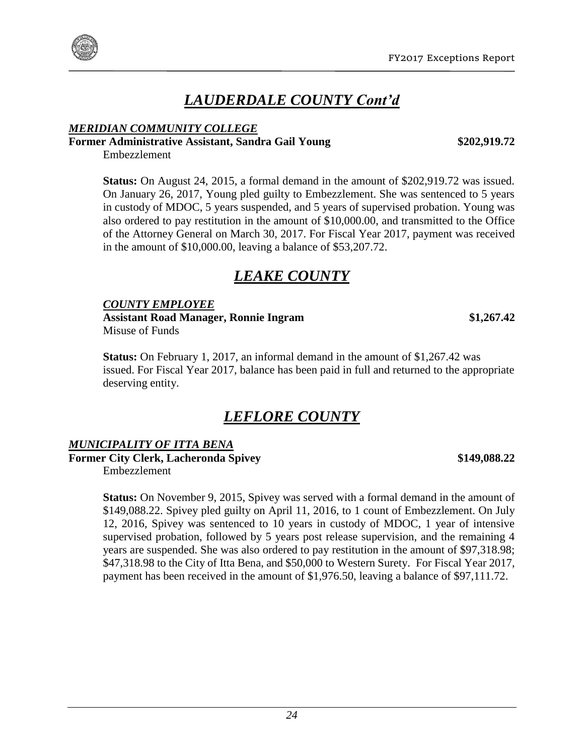## *LAUDERDALE COUNTY Cont'd*

***MERIDIAN COMMUNITY COLLEGE***

**Former Administrative Assistant, Sandra Gail Young** **\$202,919.72**

Embezzlement

**Status:** On August 24, 2015, a formal demand in the amount of \$202,919.72 was issued. On January 26, 2017, Young pled guilty to Embezzlement. She was sentenced to 5 years in custody of MDOC, 5 years suspended, and 5 years of supervised probation. Young was also ordered to pay restitution in the amount of \$10,000.00, and transmitted to the Office of the Attorney General on March 30, 2017. For Fiscal Year 2017, payment was received in the amount of \$10,000.00, leaving a balance of \$53,207.72.

## *LEAKE COUNTY*

***COUNTY EMPLOYEE***

**Assistant Road Manager, Ronnie Ingram** **\$1,267.42**

Misuse of Funds

**Status:** On February 1, 2017, an informal demand in the amount of \$1,267.42 was issued. For Fiscal Year 2017, balance has been paid in full and returned to the appropriate deserving entity.

## *LEFLORE COUNTY*

***MUNICIPALITY OF ITTA BENA***

**Former City Clerk, Lacheronda Spivey** **\$149,088.22**

Embezzlement

**Status:** On November 9, 2015, Spivey was served with a formal demand in the amount of \$149,088.22. Spivey pled guilty on April 11, 2016, to 1 count of Embezzlement. On July 12, 2016, Spivey was sentenced to 10 years in custody of MDOC, 1 year of intensive supervised probation, followed by 5 years post release supervision, and the remaining 4 years are suspended. She was also ordered to pay restitution in the amount of \$97,318.98; \$47,318.98 to the City of Itta Bena, and \$50,000 to Western Surety. For Fiscal Year 2017, payment has been received in the amount of \$1,976.50, leaving a balance of \$97,111.72.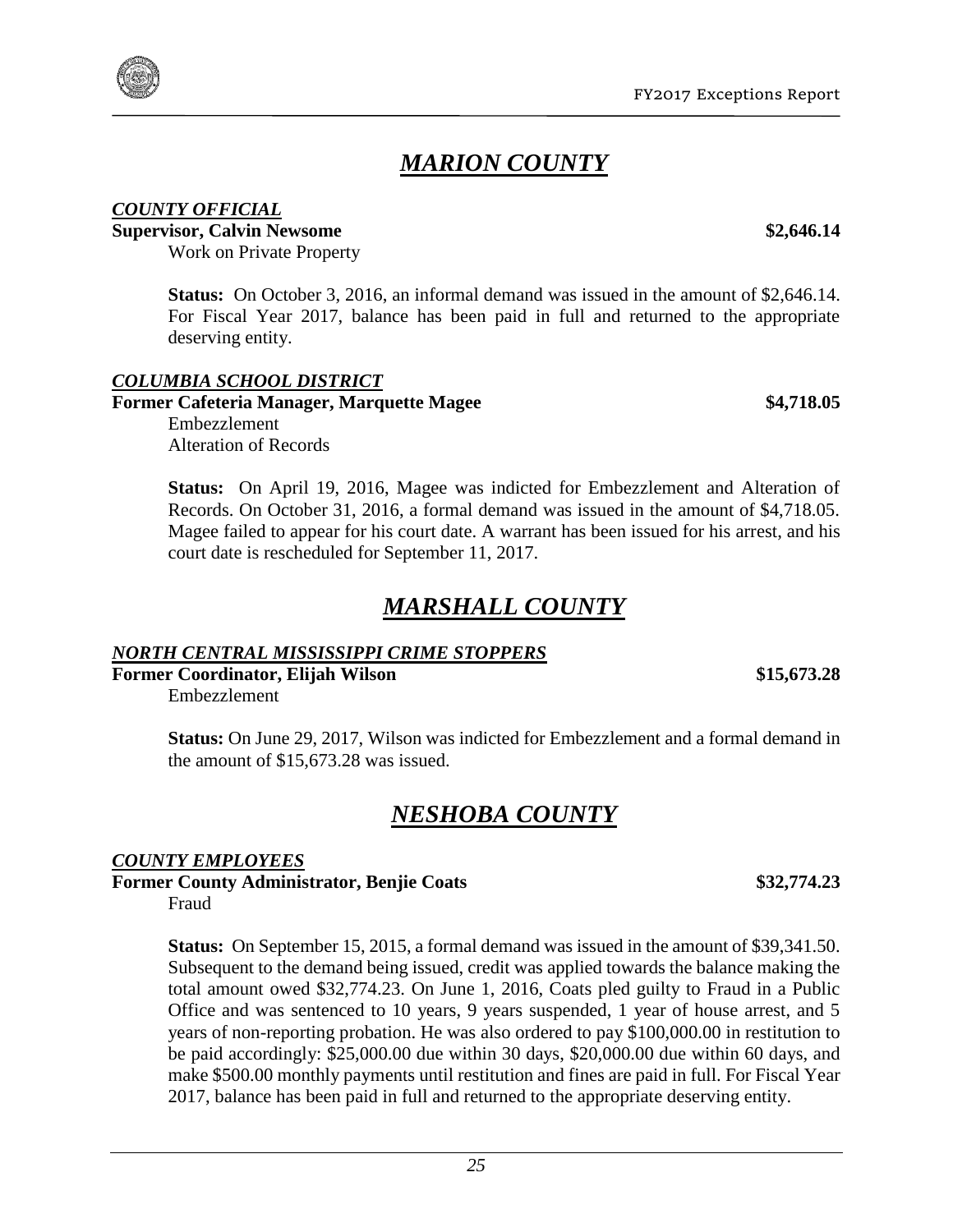# *MARION COUNTY*

### *COUNTY OFFICIAL*

**Supervisor, Calvin Newsome** **$2,646.14**

Work on Private Property

**Status:** On October 3, 2016, an informal demand was issued in the amount of $2,646.14. For Fiscal Year 2017, balance has been paid in full and returned to the appropriate deserving entity.

### *COLUMBIA SCHOOL DISTRICT*

**Former Cafeteria Manager, Marquette Magee** **$4,718.05**

Embezzlement
Alteration of Records

**Status:** On April 19, 2016, Magee was indicted for Embezzlement and Alteration of Records. On October 31, 2016, a formal demand was issued in the amount of $4,718.05. Magee failed to appear for his court date. A warrant has been issued for his arrest, and his court date is rescheduled for September 11, 2017.

# *MARSHALL COUNTY*

### *NORTH CENTRAL MISSISSIPPI CRIME STOPPERS*

**Former Coordinator, Elijah Wilson** **$15,673.28**

Embezzlement

**Status:** On June 29, 2017, Wilson was indicted for Embezzlement and a formal demand in the amount of $15,673.28 was issued.

# *NESHOBA COUNTY*

### *COUNTY EMPLOYEES*

**Former County Administrator, Benjie Coats** **$32,774.23**

Fraud

**Status:** On September 15, 2015, a formal demand was issued in the amount of $39,341.50. Subsequent to the demand being issued, credit was applied towards the balance making the total amount owed $32,774.23. On June 1, 2016, Coats pled guilty to Fraud in a Public Office and was sentenced to 10 years, 9 years suspended, 1 year of house arrest, and 5 years of non-reporting probation. He was also ordered to pay $100,000.00 in restitution to be paid accordingly: $25,000.00 due within 30 days, $20,000.00 due within 60 days, and make $500.00 monthly payments until restitution and fines are paid in full. For Fiscal Year 2017, balance has been paid in full and returned to the appropriate deserving entity.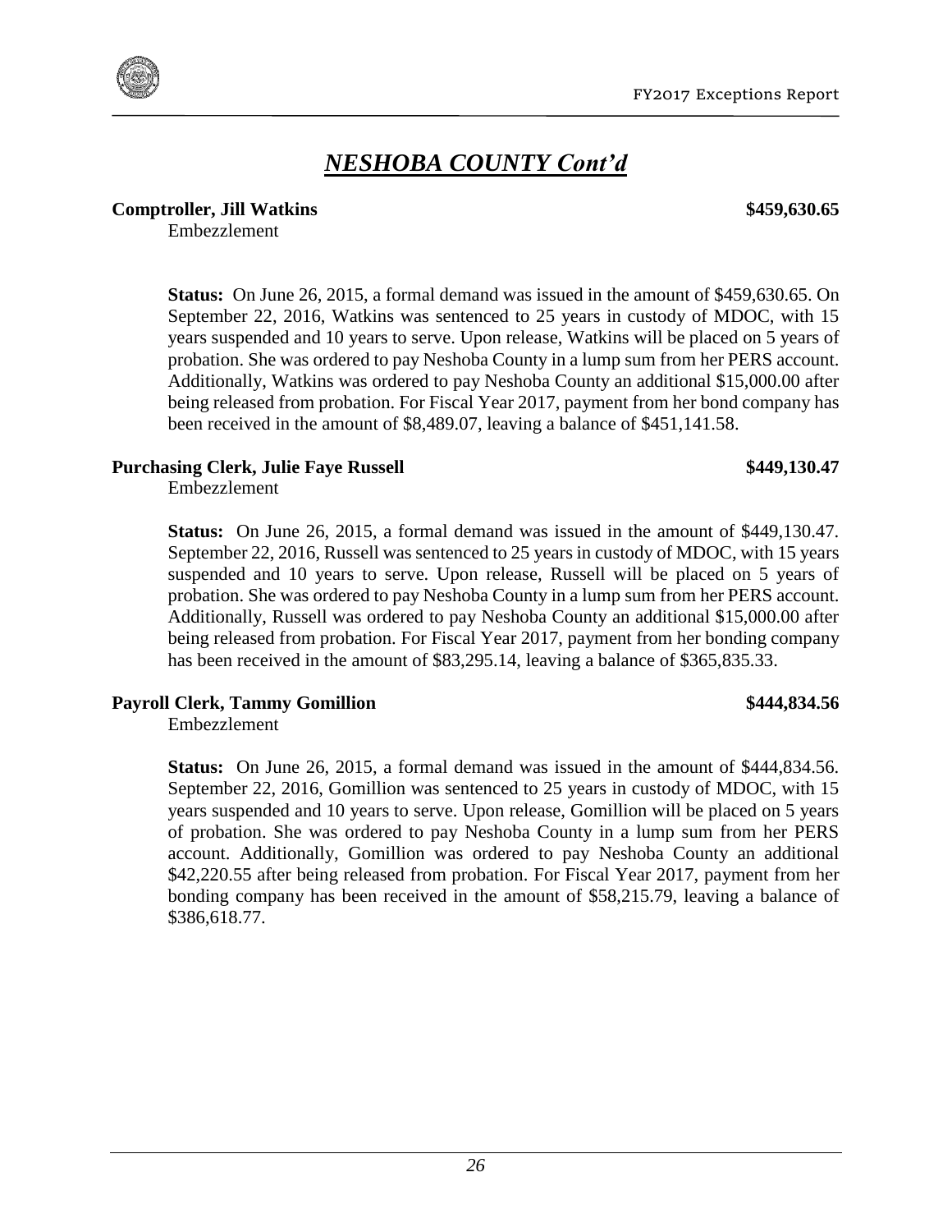## *NESHOBA COUNTY Cont'd*

**Comptroller, Jill Watkins** **$459,630.65**

Embezzlement

**Status:** On June 26, 2015, a formal demand was issued in the amount of $459,630.65. On September 22, 2016, Watkins was sentenced to 25 years in custody of MDOC, with 15 years suspended and 10 years to serve. Upon release, Watkins will be placed on 5 years of probation. She was ordered to pay Neshoba County in a lump sum from her PERS account. Additionally, Watkins was ordered to pay Neshoba County an additional $15,000.00 after being released from probation. For Fiscal Year 2017, payment from her bond company has been received in the amount of $8,489.07, leaving a balance of $451,141.58.

**Purchasing Clerk, Julie Faye Russell** **$449,130.47**

Embezzlement

**Status:** On June 26, 2015, a formal demand was issued in the amount of $449,130.47. September 22, 2016, Russell was sentenced to 25 years in custody of MDOC, with 15 years suspended and 10 years to serve. Upon release, Russell will be placed on 5 years of probation. She was ordered to pay Neshoba County in a lump sum from her PERS account. Additionally, Russell was ordered to pay Neshoba County an additional $15,000.00 after being released from probation. For Fiscal Year 2017, payment from her bonding company has been received in the amount of $83,295.14, leaving a balance of $365,835.33.

**Payroll Clerk, Tammy Gomillion** **$444,834.56**

Embezzlement

**Status:** On June 26, 2015, a formal demand was issued in the amount of $444,834.56. September 22, 2016, Gomillion was sentenced to 25 years in custody of MDOC, with 15 years suspended and 10 years to serve. Upon release, Gomillion will be placed on 5 years of probation. She was ordered to pay Neshoba County in a lump sum from her PERS account. Additionally, Gomillion was ordered to pay Neshoba County an additional $42,220.55 after being released from probation. For Fiscal Year 2017, payment from her bonding company has been received in the amount of $58,215.79, leaving a balance of $386,618.77.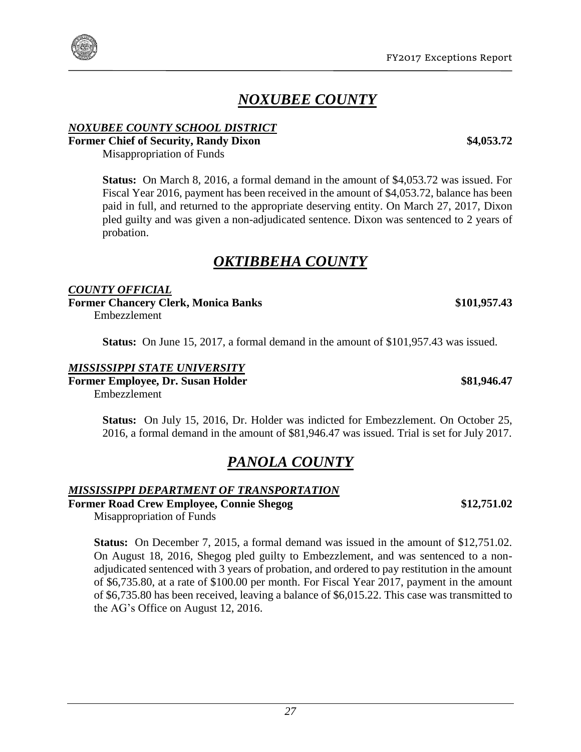# *NOXUBEE COUNTY*

***NOXUBEE COUNTY SCHOOL DISTRICT***

**Former Chief of Security, Randy Dixon** **$4,053.72**

Misappropriation of Funds

**Status:** On March 8, 2016, a formal demand in the amount of $4,053.72 was issued. For Fiscal Year 2016, payment has been received in the amount of $4,053.72, balance has been paid in full, and returned to the appropriate deserving entity. On March 27, 2017, Dixon pled guilty and was given a non-adjudicated sentence. Dixon was sentenced to 2 years of probation.

# *OKTIBBEHA COUNTY*

***COUNTY OFFICIAL***

**Former Chancery Clerk, Monica Banks** **$101,957.43**

Embezzlement

**Status:** On June 15, 2017, a formal demand in the amount of $101,957.43 was issued.

***MISSISSIPPI STATE UNIVERSITY***

**Former Employee, Dr. Susan Holder** **$81,946.47**

Embezzlement

**Status:** On July 15, 2016, Dr. Holder was indicted for Embezzlement. On October 25, 2016, a formal demand in the amount of $81,946.47 was issued. Trial is set for July 2017.

# *PANOLA COUNTY*

***MISSISSIPPI DEPARTMENT OF TRANSPORTATION***

**Former Road Crew Employee, Connie Shegog** **$12,751.02**

Misappropriation of Funds

**Status:** On December 7, 2015, a formal demand was issued in the amount of $12,751.02. On August 18, 2016, Shegog pled guilty to Embezzlement, and was sentenced to a non-adjudicated sentenced with 3 years of probation, and ordered to pay restitution in the amount of $6,735.80, at a rate of $100.00 per month. For Fiscal Year 2017, payment in the amount of $6,735.80 has been received, leaving a balance of $6,015.22. This case was transmitted to the AG's Office on August 12, 2016.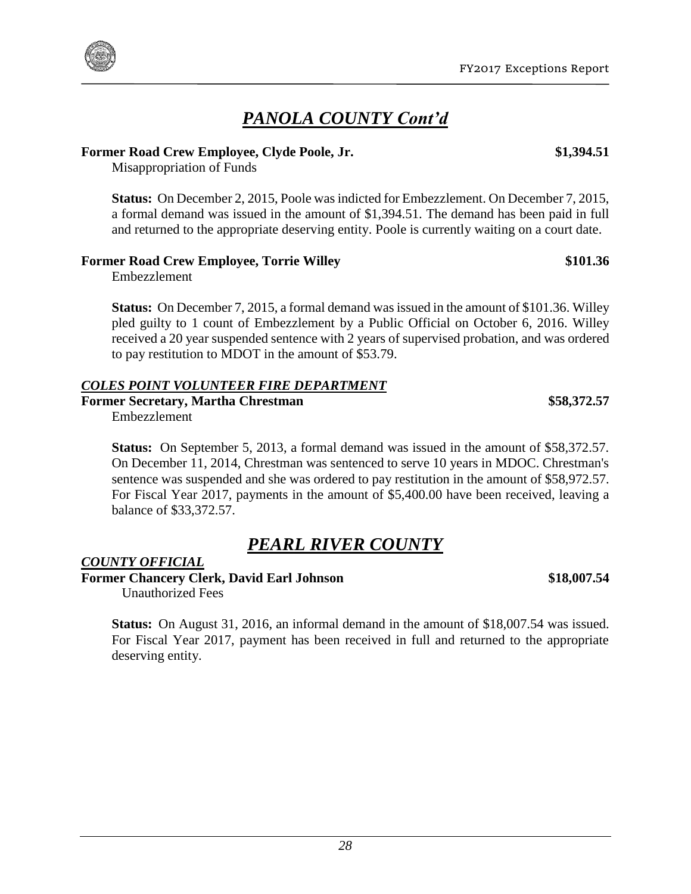# *PANOLA COUNTY Cont'd*

**Former Road Crew Employee, Clyde Poole, Jr. $1,394.51**

Misappropriation of Funds

**Status:** On December 2, 2015, Poole was indicted for Embezzlement. On December 7, 2015, a formal demand was issued in the amount of $1,394.51. The demand has been paid in full and returned to the appropriate deserving entity. Poole is currently waiting on a court date.

**Former Road Crew Employee, Torrie Willey $101.36**

Embezzlement

**Status:** On December 7, 2015, a formal demand was issued in the amount of $101.36. Willey pled guilty to 1 count of Embezzlement by a Public Official on October 6, 2016. Willey received a 20 year suspended sentence with 2 years of supervised probation, and was ordered to pay restitution to MDOT in the amount of $53.79.

***COLES POINT VOLUNTEER FIRE DEPARTMENT***

**Former Secretary, Martha Chrestman $58,372.57**

Embezzlement

**Status:** On September 5, 2013, a formal demand was issued in the amount of $58,372.57. On December 11, 2014, Chrestman was sentenced to serve 10 years in MDOC. Chrestman's sentence was suspended and she was ordered to pay restitution in the amount of $58,972.57. For Fiscal Year 2017, payments in the amount of $5,400.00 have been received, leaving a balance of $33,372.57.

# *PEARL RIVER COUNTY*

***COUNTY OFFICIAL***

**Former Chancery Clerk, David Earl Johnson $18,007.54**

Unauthorized Fees

**Status:** On August 31, 2016, an informal demand in the amount of $18,007.54 was issued. For Fiscal Year 2017, payment has been received in full and returned to the appropriate deserving entity.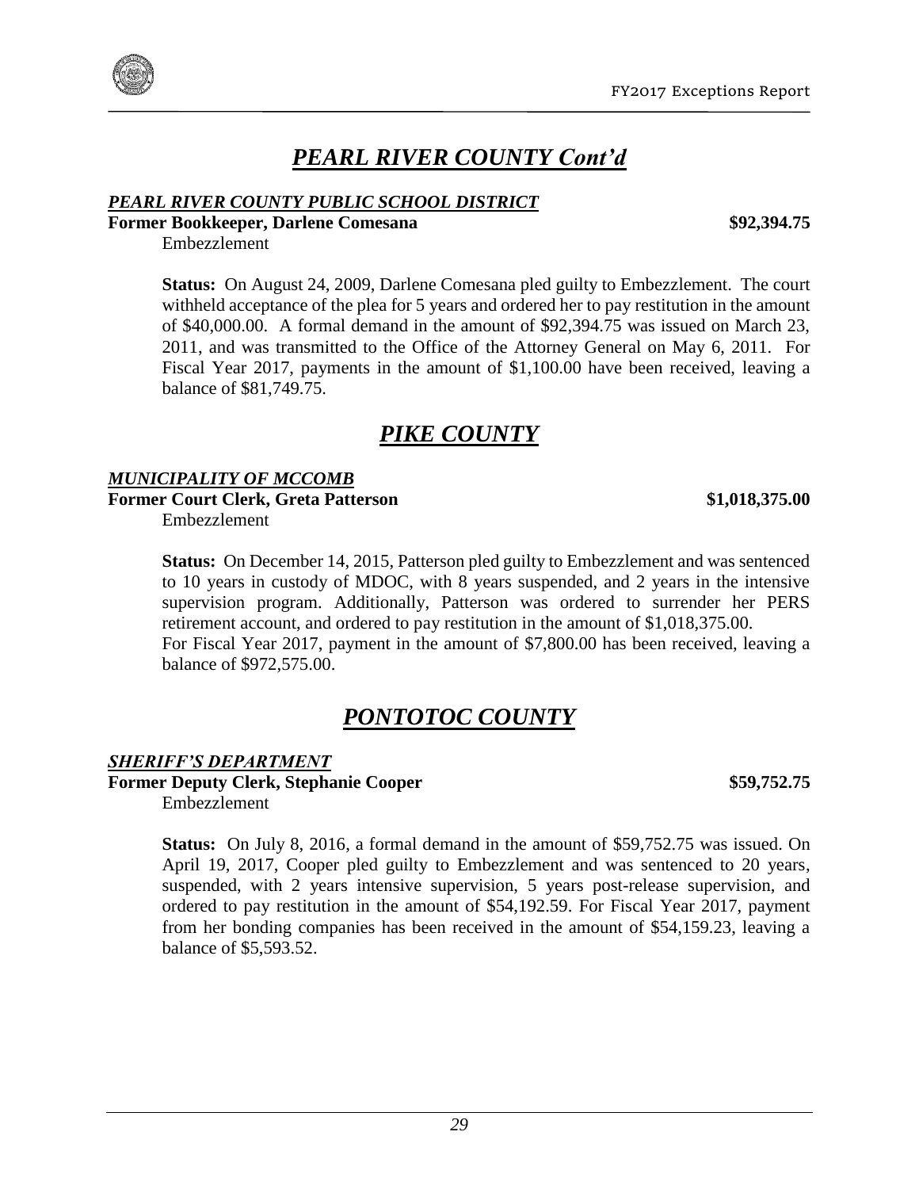# *PEARL RIVER COUNTY Cont'd*

### *PEARL RIVER COUNTY PUBLIC SCHOOL DISTRICT*

**Former Bookkeeper, Darlene Comesana** **$92,394.75**

Embezzlement

**Status:** On August 24, 2009, Darlene Comesana pled guilty to Embezzlement. The court withheld acceptance of the plea for 5 years and ordered her to pay restitution in the amount of $40,000.00. A formal demand in the amount of $92,394.75 was issued on March 23, 2011, and was transmitted to the Office of the Attorney General on May 6, 2011. For Fiscal Year 2017, payments in the amount of $1,100.00 have been received, leaving a balance of $81,749.75.

# *PIKE COUNTY*

### *MUNICIPALITY OF MCCOMB*

**Former Court Clerk, Greta Patterson** **$1,018,375.00**

Embezzlement

**Status:** On December 14, 2015, Patterson pled guilty to Embezzlement and was sentenced to 10 years in custody of MDOC, with 8 years suspended, and 2 years in the intensive supervision program. Additionally, Patterson was ordered to surrender her PERS retirement account, and ordered to pay restitution in the amount of $1,018,375.00.
For Fiscal Year 2017, payment in the amount of $7,800.00 has been received, leaving a balance of $972,575.00.

# *PONTOTOC COUNTY*

### *SHERIFF'S DEPARTMENT*

**Former Deputy Clerk, Stephanie Cooper** **$59,752.75**

Embezzlement

**Status:** On July 8, 2016, a formal demand in the amount of $59,752.75 was issued. On April 19, 2017, Cooper pled guilty to Embezzlement and was sentenced to 20 years, suspended, with 2 years intensive supervision, 5 years post-release supervision, and ordered to pay restitution in the amount of $54,192.59. For Fiscal Year 2017, payment from her bonding companies has been received in the amount of $54,159.23, leaving a balance of $5,593.52.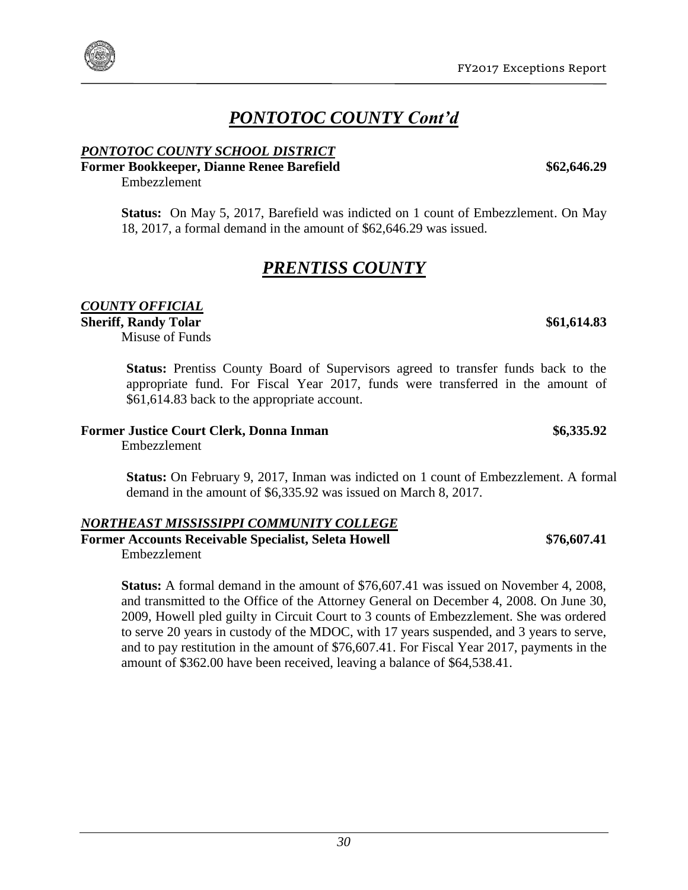# *PONTOTOC COUNTY Cont'd*

***PONTOTOC COUNTY SCHOOL DISTRICT***

**Former Bookkeeper, Dianne Renee Barefield** **$62,646.29**

Embezzlement

**Status:** On May 5, 2017, Barefield was indicted on 1 count of Embezzlement. On May 18, 2017, a formal demand in the amount of $62,646.29 was issued.

# *PRENTISS COUNTY*

***COUNTY OFFICIAL***

**Sheriff, Randy Tolar** **$61,614.83**

Misuse of Funds

**Status:** Prentiss County Board of Supervisors agreed to transfer funds back to the appropriate fund. For Fiscal Year 2017, funds were transferred in the amount of $61,614.83 back to the appropriate account.

**Former Justice Court Clerk, Donna Inman** **$6,335.92**

Embezzlement

**Status:** On February 9, 2017, Inman was indicted on 1 count of Embezzlement. A formal demand in the amount of $6,335.92 was issued on March 8, 2017.

***NORTHEAST MISSISSIPPI COMMUNITY COLLEGE***

**Former Accounts Receivable Specialist, Seleta Howell** **$76,607.41**

Embezzlement

**Status:** A formal demand in the amount of $76,607.41 was issued on November 4, 2008, and transmitted to the Office of the Attorney General on December 4, 2008. On June 30, 2009, Howell pled guilty in Circuit Court to 3 counts of Embezzlement. She was ordered to serve 20 years in custody of the MDOC, with 17 years suspended, and 3 years to serve, and to pay restitution in the amount of $76,607.41. For Fiscal Year 2017, payments in the amount of $362.00 have been received, leaving a balance of $64,538.41.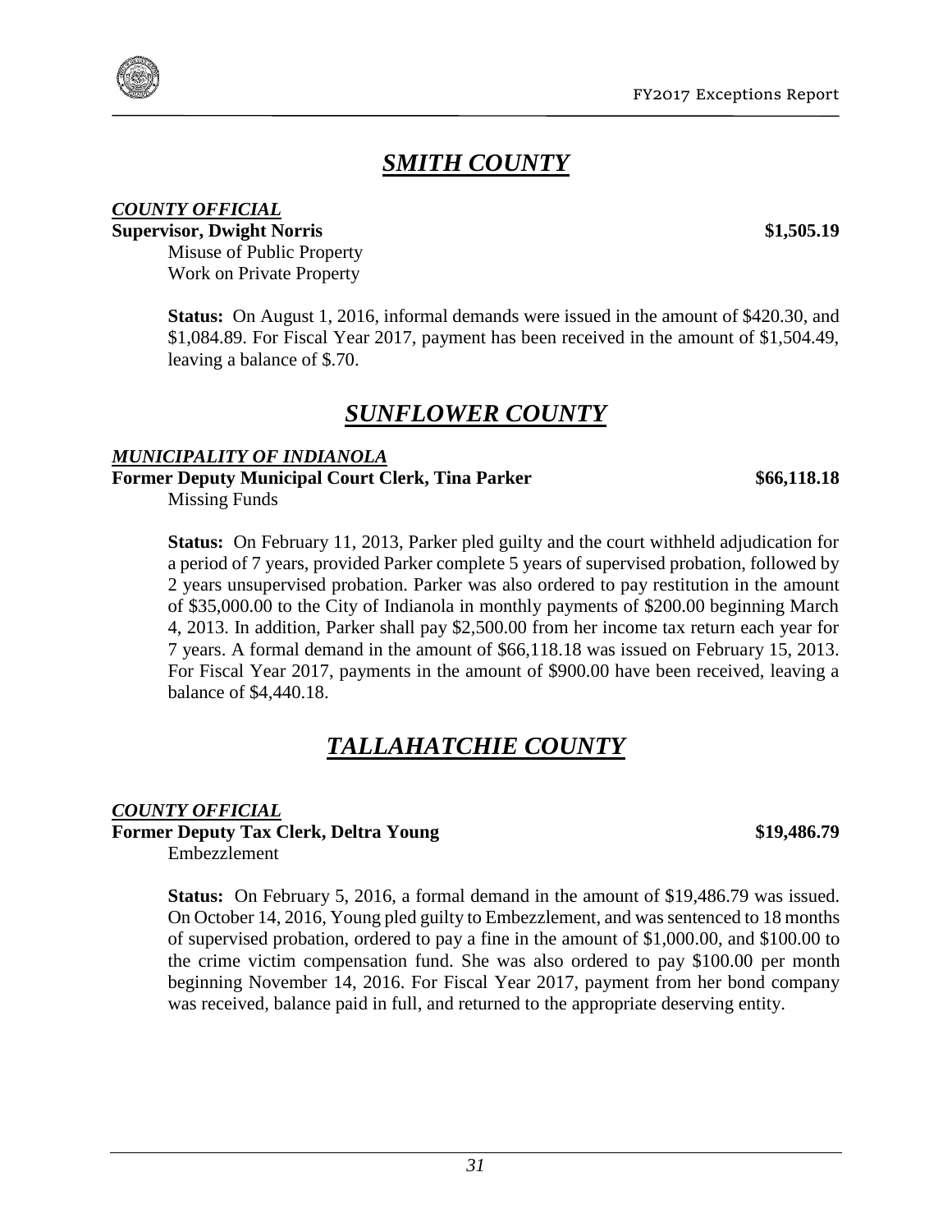## ***SMITH COUNTY***

***COUNTY OFFICIAL***

**Supervisor, Dwight Norris** **$1,505.19**

Misuse of Public Property
Work on Private Property

**Status:** On August 1, 2016, informal demands were issued in the amount of $420.30, and $1,084.89. For Fiscal Year 2017, payment has been received in the amount of $1,504.49, leaving a balance of $.70.

## ***SUNFLOWER COUNTY***

***MUNICIPALITY OF INDIANOLA***

**Former Deputy Municipal Court Clerk, Tina Parker** **$66,118.18**

Missing Funds

**Status:** On February 11, 2013, Parker pled guilty and the court withheld adjudication for a period of 7 years, provided Parker complete 5 years of supervised probation, followed by 2 years unsupervised probation. Parker was also ordered to pay restitution in the amount of $35,000.00 to the City of Indianola in monthly payments of $200.00 beginning March 4, 2013. In addition, Parker shall pay $2,500.00 from her income tax return each year for 7 years. A formal demand in the amount of $66,118.18 was issued on February 15, 2013. For Fiscal Year 2017, payments in the amount of $900.00 have been received, leaving a balance of $4,440.18.

## ***TALLAHATCHIE COUNTY***

***COUNTY OFFICIAL***

**Former Deputy Tax Clerk, Deltra Young** **$19,486.79**

Embezzlement

**Status:** On February 5, 2016, a formal demand in the amount of $19,486.79 was issued. On October 14, 2016, Young pled guilty to Embezzlement, and was sentenced to 18 months of supervised probation, ordered to pay a fine in the amount of $1,000.00, and $100.00 to the crime victim compensation fund. She was also ordered to pay $100.00 per month beginning November 14, 2016. For Fiscal Year 2017, payment from her bond company was received, balance paid in full, and returned to the appropriate deserving entity.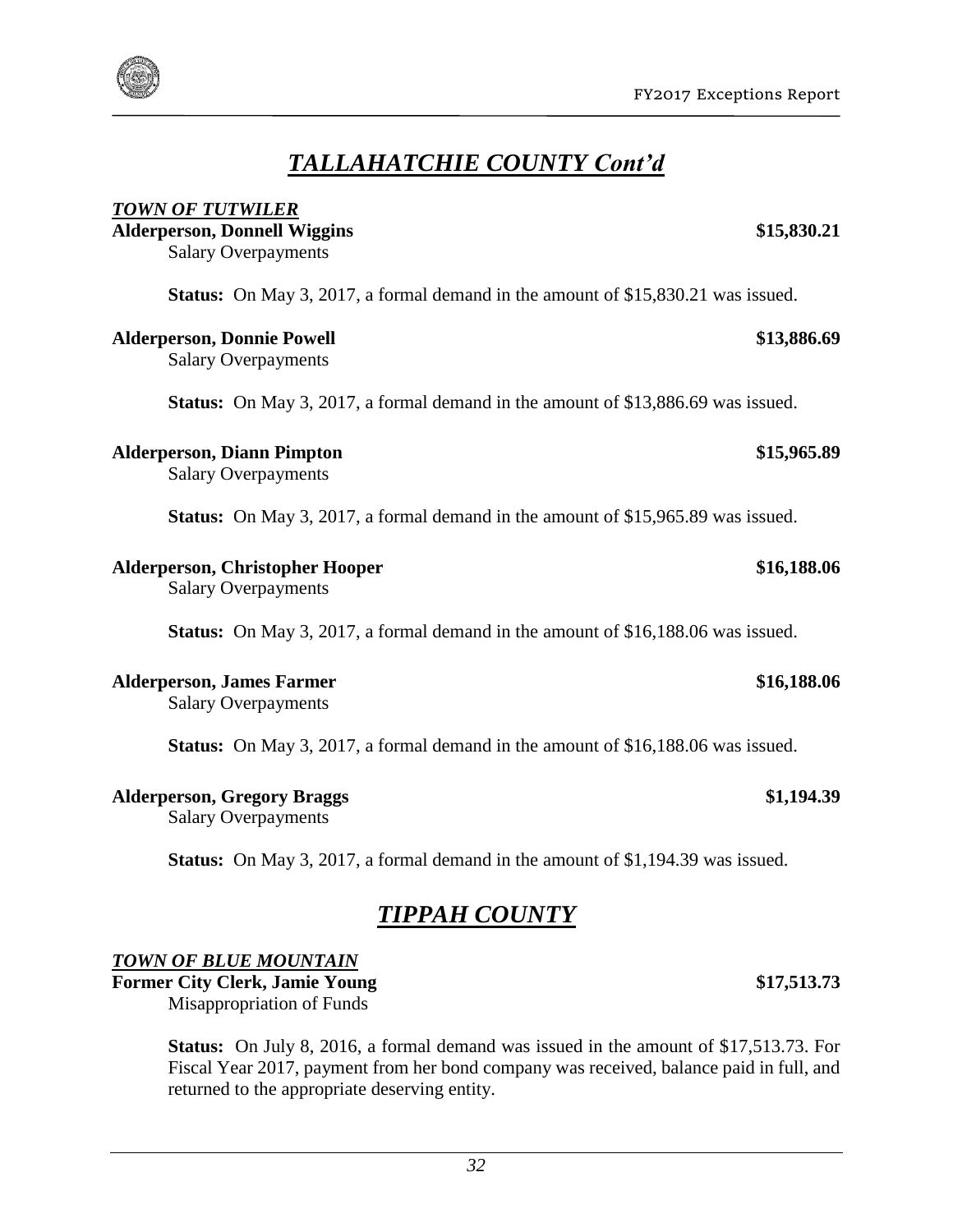## *TALLAHATCHIE COUNTY Cont'd*

***TOWN OF TUTWILER***

**Alderperson, Donnell Wiggins** **$15,830.21**

Salary Overpayments

**Status:** On May 3, 2017, a formal demand in the amount of $15,830.21 was issued.

**Alderperson, Donnie Powell** **$13,886.69**

Salary Overpayments

**Status:** On May 3, 2017, a formal demand in the amount of $13,886.69 was issued.

**Alderperson, Diann Pimpton** **$15,965.89**

Salary Overpayments

**Status:** On May 3, 2017, a formal demand in the amount of $15,965.89 was issued.

**Alderperson, Christopher Hooper** **$16,188.06**

Salary Overpayments

**Status:** On May 3, 2017, a formal demand in the amount of $16,188.06 was issued.

**Alderperson, James Farmer** **$16,188.06**

Salary Overpayments

**Status:** On May 3, 2017, a formal demand in the amount of $16,188.06 was issued.

**Alderperson, Gregory Braggs** **$1,194.39**

Salary Overpayments

**Status:** On May 3, 2017, a formal demand in the amount of $1,194.39 was issued.

## *TIPPAH COUNTY*

***TOWN OF BLUE MOUNTAIN***

**Former City Clerk, Jamie Young** **$17,513.73**

Misappropriation of Funds

**Status:** On July 8, 2016, a formal demand was issued in the amount of $17,513.73. For Fiscal Year 2017, payment from her bond company was received, balance paid in full, and returned to the appropriate deserving entity.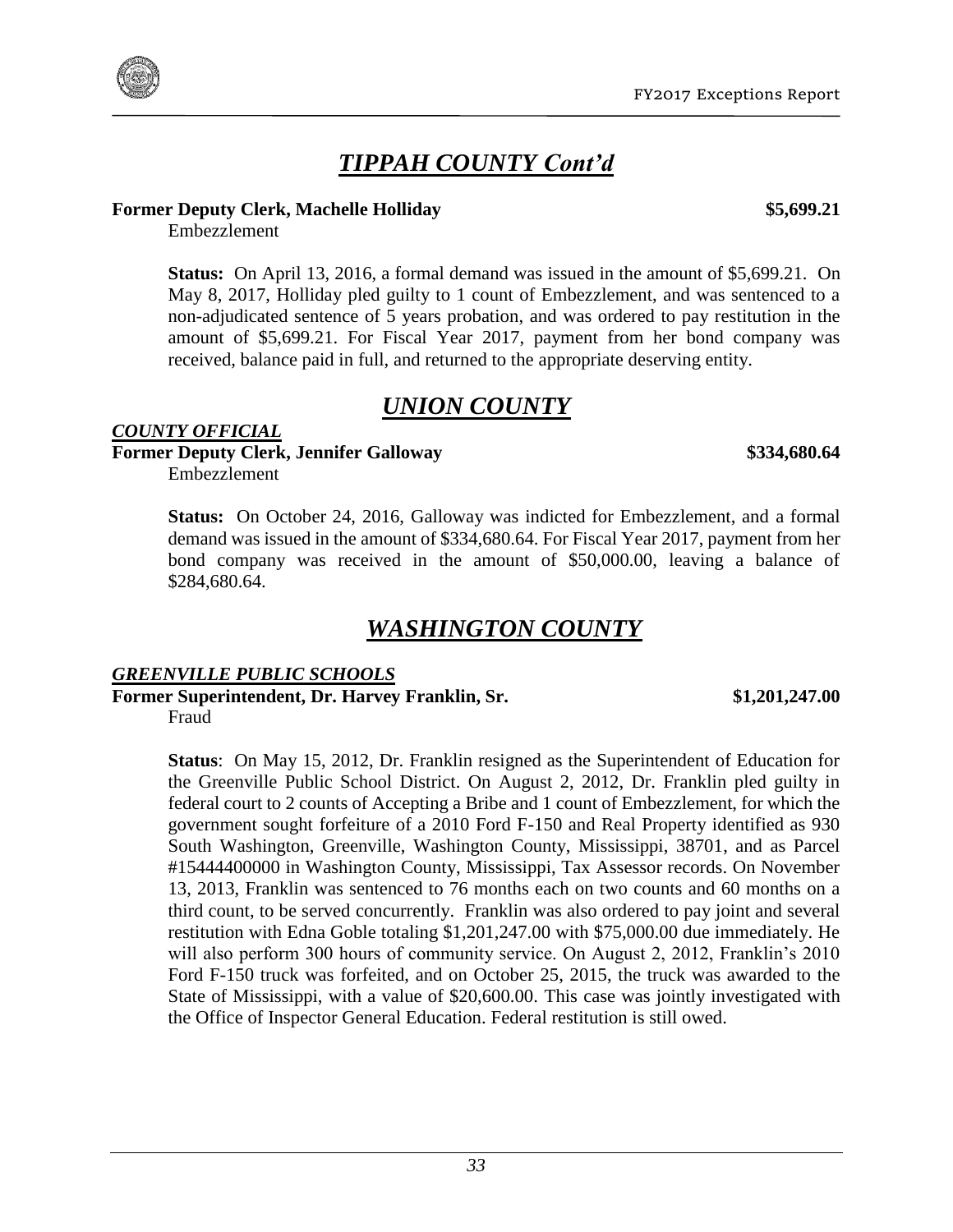# *TIPPAH COUNTY Cont'd*

**Former Deputy Clerk, Machelle Holliday** **$5,699.21**

Embezzlement

**Status:** On April 13, 2016, a formal demand was issued in the amount of $5,699.21. On May 8, 2017, Holliday pled guilty to 1 count of Embezzlement, and was sentenced to a non-adjudicated sentence of 5 years probation, and was ordered to pay restitution in the amount of $5,699.21. For Fiscal Year 2017, payment from her bond company was received, balance paid in full, and returned to the appropriate deserving entity.

# *UNION COUNTY*

***COUNTY OFFICIAL***

**Former Deputy Clerk, Jennifer Galloway** **$334,680.64**

Embezzlement

**Status:** On October 24, 2016, Galloway was indicted for Embezzlement, and a formal demand was issued in the amount of $334,680.64. For Fiscal Year 2017, payment from her bond company was received in the amount of $50,000.00, leaving a balance of $284,680.64.

# *WASHINGTON COUNTY*

***GREENVILLE PUBLIC SCHOOLS***

**Former Superintendent, Dr. Harvey Franklin, Sr.** **$1,201,247.00**

Fraud

**Status**: On May 15, 2012, Dr. Franklin resigned as the Superintendent of Education for the Greenville Public School District. On August 2, 2012, Dr. Franklin pled guilty in federal court to 2 counts of Accepting a Bribe and 1 count of Embezzlement, for which the government sought forfeiture of a 2010 Ford F-150 and Real Property identified as 930 South Washington, Greenville, Washington County, Mississippi, 38701, and as Parcel #15444400000 in Washington County, Mississippi, Tax Assessor records. On November 13, 2013, Franklin was sentenced to 76 months each on two counts and 60 months on a third count, to be served concurrently. Franklin was also ordered to pay joint and several restitution with Edna Goble totaling $1,201,247.00 with $75,000.00 due immediately. He will also perform 300 hours of community service. On August 2, 2012, Franklin's 2010 Ford F-150 truck was forfeited, and on October 25, 2015, the truck was awarded to the State of Mississippi, with a value of $20,600.00. This case was jointly investigated with the Office of Inspector General Education. Federal restitution is still owed.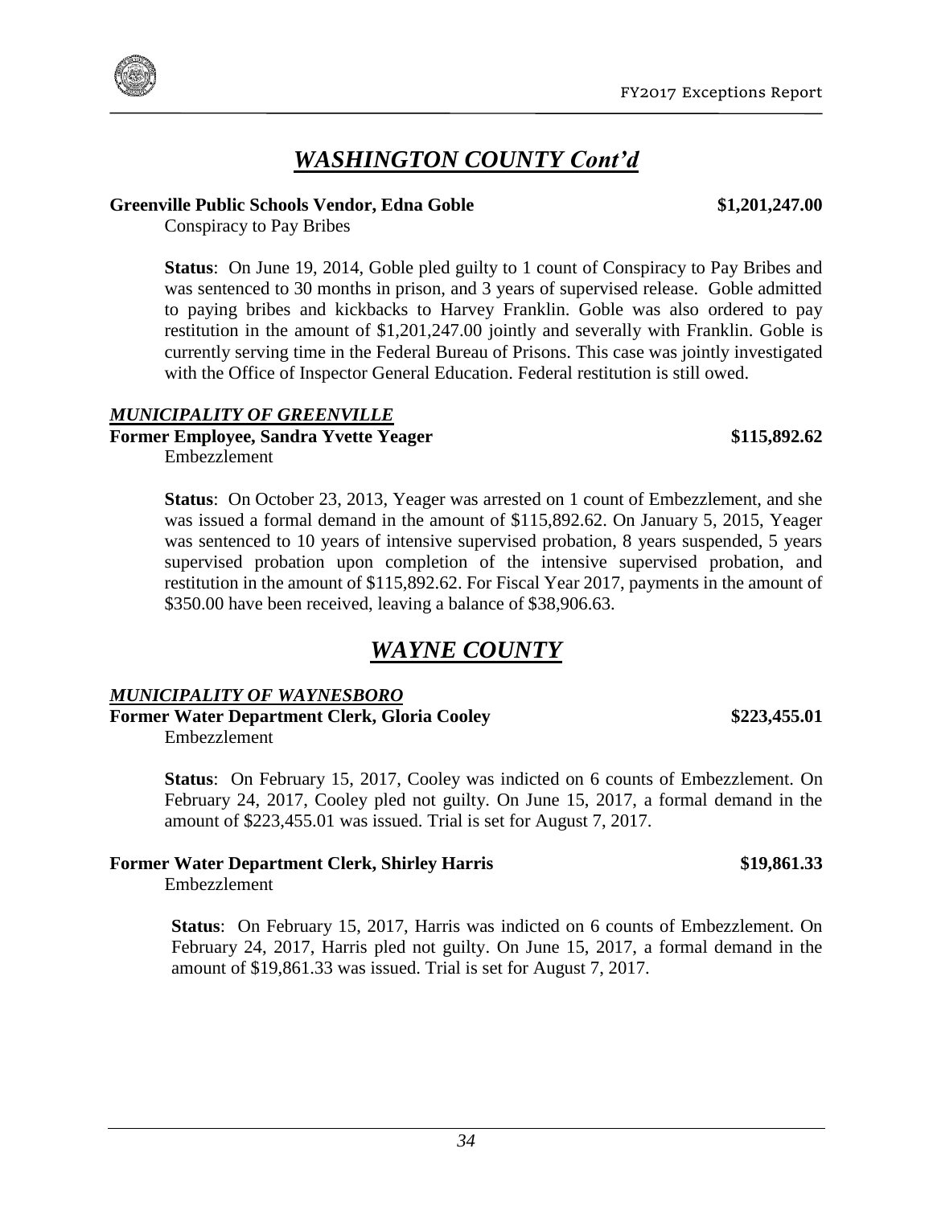## *WASHINGTON COUNTY Cont'd*

**Greenville Public Schools Vendor, Edna Goble** **$1,201,247.00**

Conspiracy to Pay Bribes

**Status**: On June 19, 2014, Goble pled guilty to 1 count of Conspiracy to Pay Bribes and was sentenced to 30 months in prison, and 3 years of supervised release. Goble admitted to paying bribes and kickbacks to Harvey Franklin. Goble was also ordered to pay restitution in the amount of $1,201,247.00 jointly and severally with Franklin. Goble is currently serving time in the Federal Bureau of Prisons. This case was jointly investigated with the Office of Inspector General Education. Federal restitution is still owed.

### *MUNICIPALITY OF GREENVILLE*

**Former Employee, Sandra Yvette Yeager** **$115,892.62**

Embezzlement

**Status**: On October 23, 2013, Yeager was arrested on 1 count of Embezzlement, and she was issued a formal demand in the amount of $115,892.62. On January 5, 2015, Yeager was sentenced to 10 years of intensive supervised probation, 8 years suspended, 5 years supervised probation upon completion of the intensive supervised probation, and restitution in the amount of $115,892.62. For Fiscal Year 2017, payments in the amount of $350.00 have been received, leaving a balance of $38,906.63.

## *WAYNE COUNTY*

### *MUNICIPALITY OF WAYNESBORO*

**Former Water Department Clerk, Gloria Cooley** **$223,455.01**

Embezzlement

**Status**: On February 15, 2017, Cooley was indicted on 6 counts of Embezzlement. On February 24, 2017, Cooley pled not guilty. On June 15, 2017, a formal demand in the amount of $223,455.01 was issued. Trial is set for August 7, 2017.

**Former Water Department Clerk, Shirley Harris** **$19,861.33**

Embezzlement

**Status**: On February 15, 2017, Harris was indicted on 6 counts of Embezzlement. On February 24, 2017, Harris pled not guilty. On June 15, 2017, a formal demand in the amount of $19,861.33 was issued. Trial is set for August 7, 2017.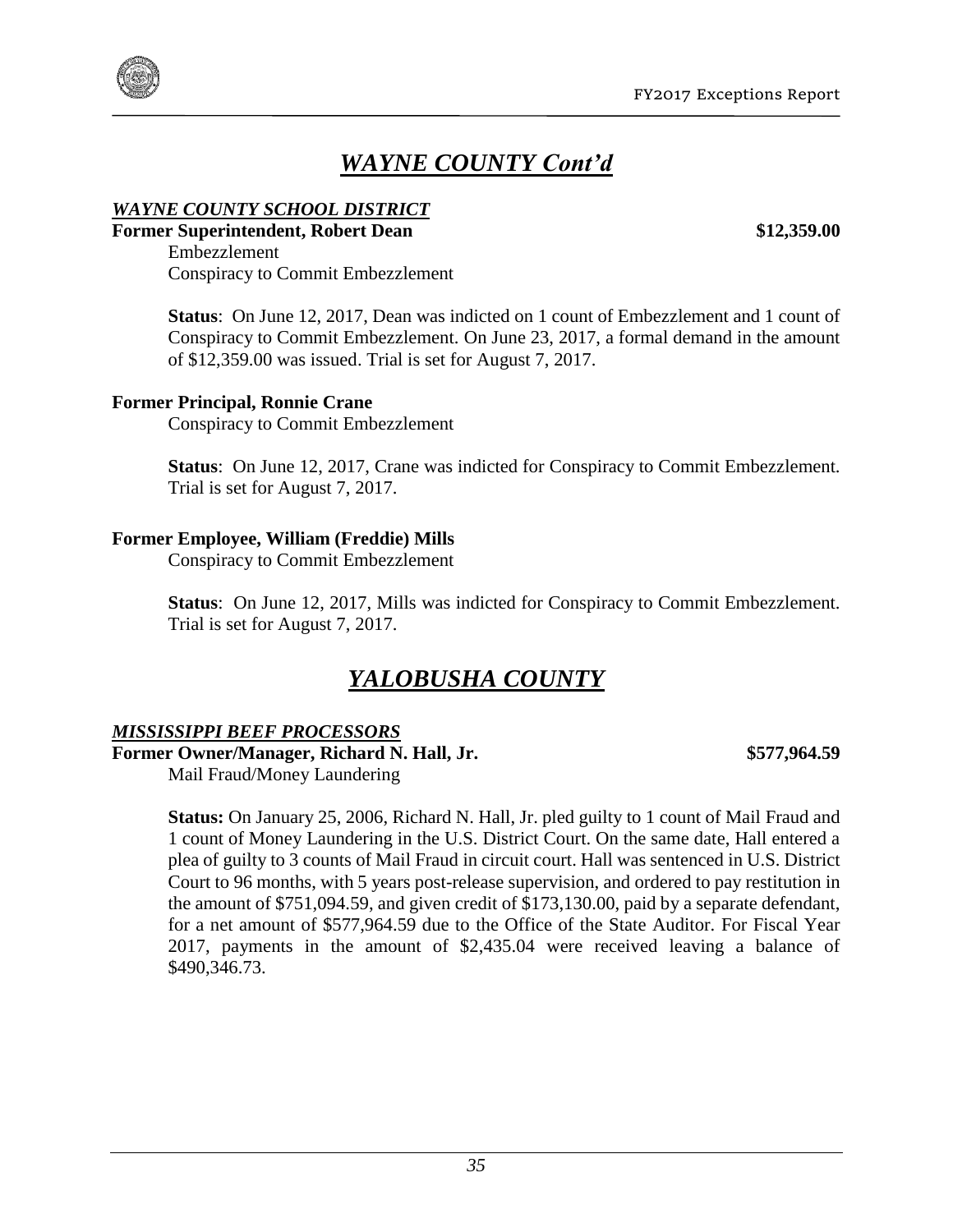# *WAYNE COUNTY Cont'd*

### *WAYNE COUNTY SCHOOL DISTRICT*

**Former Superintendent, Robert Dean** **$12,359.00**

Embezzlement
Conspiracy to Commit Embezzlement

**Status**: On June 12, 2017, Dean was indicted on 1 count of Embezzlement and 1 count of Conspiracy to Commit Embezzlement. On June 23, 2017, a formal demand in the amount of $12,359.00 was issued. Trial is set for August 7, 2017.

**Former Principal, Ronnie Crane**

Conspiracy to Commit Embezzlement

**Status**: On June 12, 2017, Crane was indicted for Conspiracy to Commit Embezzlement. Trial is set for August 7, 2017.

**Former Employee, William (Freddie) Mills**

Conspiracy to Commit Embezzlement

**Status**: On June 12, 2017, Mills was indicted for Conspiracy to Commit Embezzlement. Trial is set for August 7, 2017.

# *YALOBUSHA COUNTY*

### *MISSISSIPPI BEEF PROCESSORS*

**Former Owner/Manager, Richard N. Hall, Jr.** **$577,964.59**

Mail Fraud/Money Laundering

**Status:** On January 25, 2006, Richard N. Hall, Jr. pled guilty to 1 count of Mail Fraud and 1 count of Money Laundering in the U.S. District Court. On the same date, Hall entered a plea of guilty to 3 counts of Mail Fraud in circuit court. Hall was sentenced in U.S. District Court to 96 months, with 5 years post-release supervision, and ordered to pay restitution in the amount of $751,094.59, and given credit of $173,130.00, paid by a separate defendant, for a net amount of $577,964.59 due to the Office of the State Auditor. For Fiscal Year 2017, payments in the amount of $2,435.04 were received leaving a balance of $490,346.73.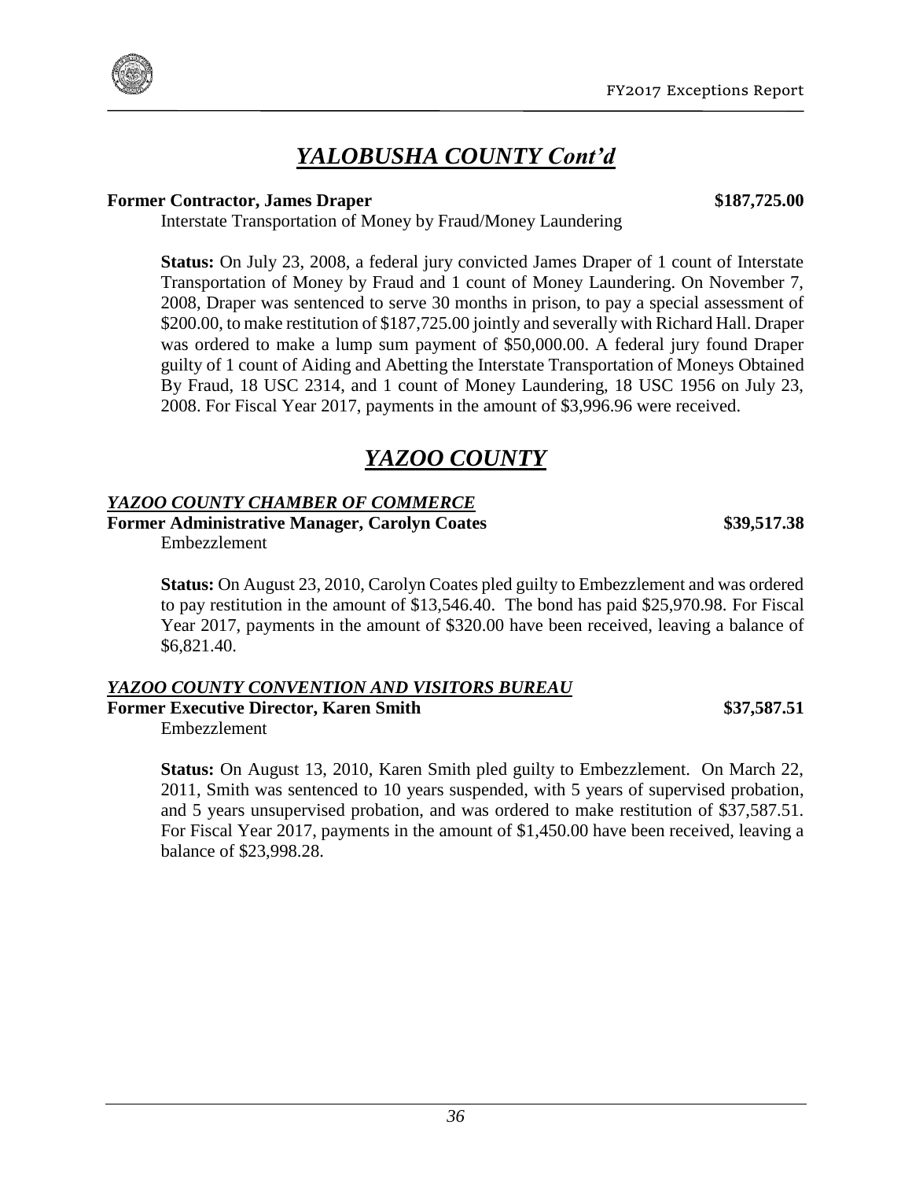## *YALOBUSHA COUNTY Cont'd*

**Former Contractor, James Draper** **$187,725.00**

Interstate Transportation of Money by Fraud/Money Laundering

**Status:** On July 23, 2008, a federal jury convicted James Draper of 1 count of Interstate Transportation of Money by Fraud and 1 count of Money Laundering. On November 7, 2008, Draper was sentenced to serve 30 months in prison, to pay a special assessment of $200.00, to make restitution of $187,725.00 jointly and severally with Richard Hall. Draper was ordered to make a lump sum payment of $50,000.00. A federal jury found Draper guilty of 1 count of Aiding and Abetting the Interstate Transportation of Moneys Obtained By Fraud, 18 USC 2314, and 1 count of Money Laundering, 18 USC 1956 on July 23, 2008. For Fiscal Year 2017, payments in the amount of $3,996.96 were received.

## *YAZOO COUNTY*

### *YAZOO COUNTY CHAMBER OF COMMERCE*

**Former Administrative Manager, Carolyn Coates** **$39,517.38**

Embezzlement

**Status:** On August 23, 2010, Carolyn Coates pled guilty to Embezzlement and was ordered to pay restitution in the amount of $13,546.40. The bond has paid $25,970.98. For Fiscal Year 2017, payments in the amount of $320.00 have been received, leaving a balance of $6,821.40.

### *YAZOO COUNTY CONVENTION AND VISITORS BUREAU*

**Former Executive Director, Karen Smith** **$37,587.51**

Embezzlement

**Status:** On August 13, 2010, Karen Smith pled guilty to Embezzlement. On March 22, 2011, Smith was sentenced to 10 years suspended, with 5 years of supervised probation, and 5 years unsupervised probation, and was ordered to make restitution of $37,587.51. For Fiscal Year 2017, payments in the amount of $1,450.00 have been received, leaving a balance of $23,998.28.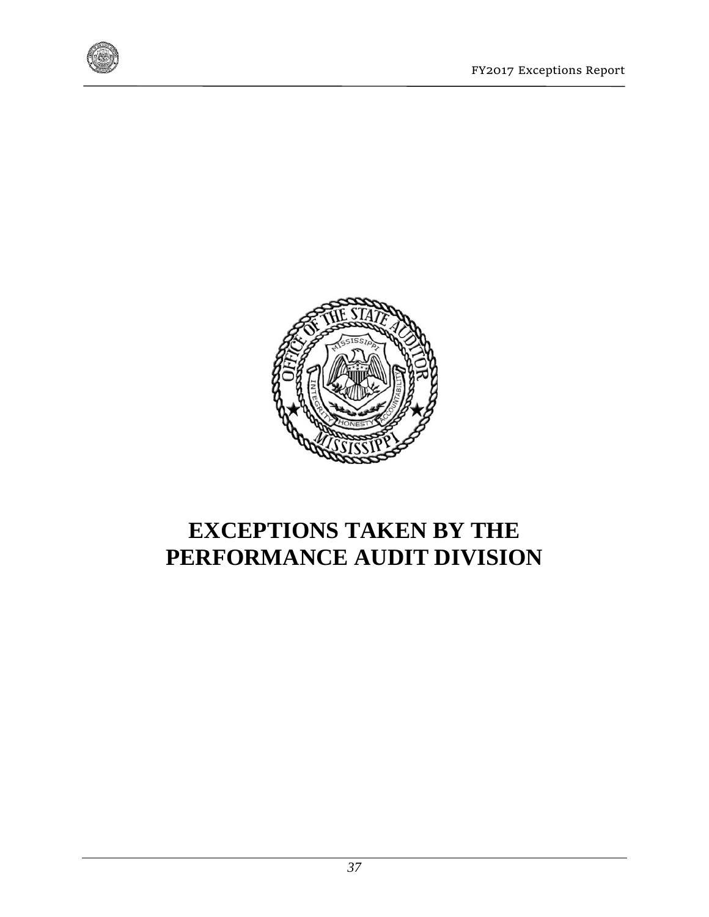# EXCEPTIONS TAKEN BY THE PERFORMANCE AUDIT DIVISION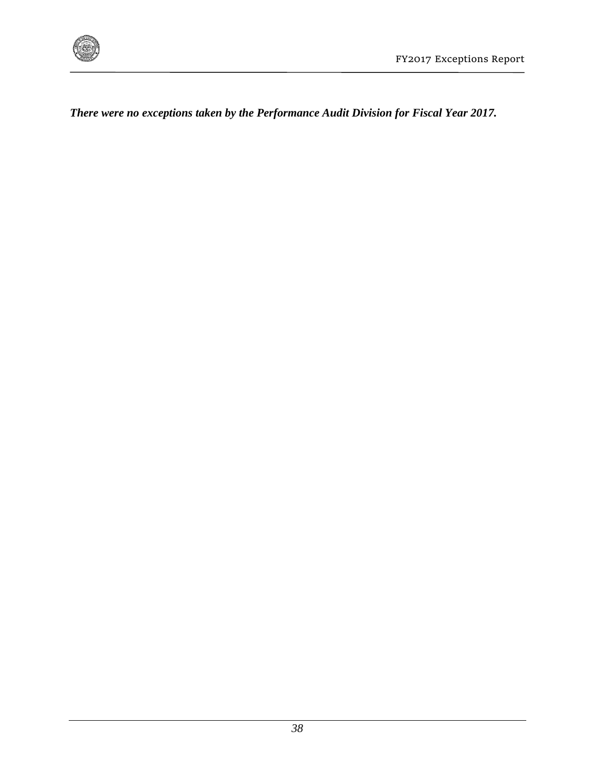***There were no exceptions taken by the Performance Audit Division for Fiscal Year 2017.***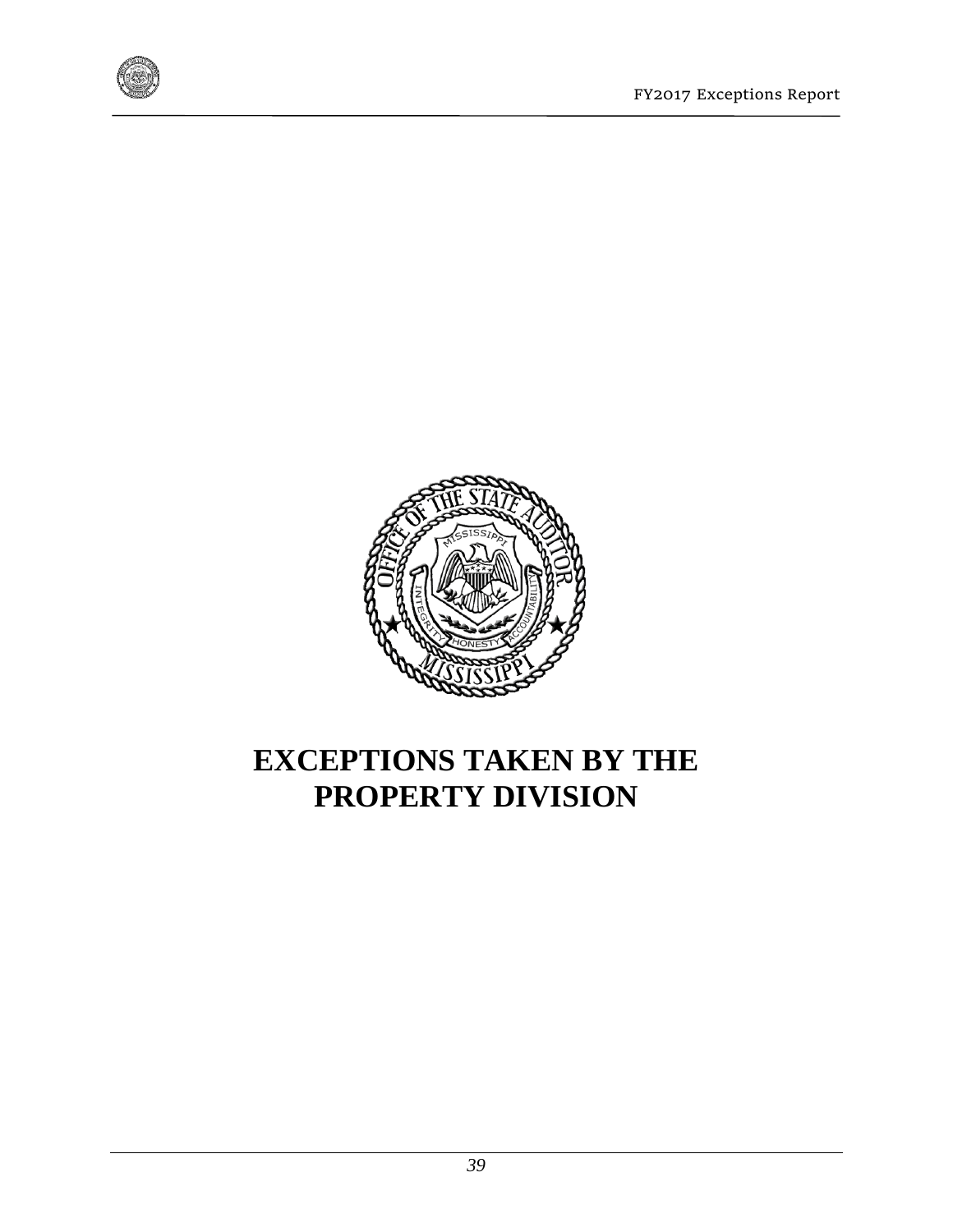# EXCEPTIONS TAKEN BY THE PROPERTY DIVISION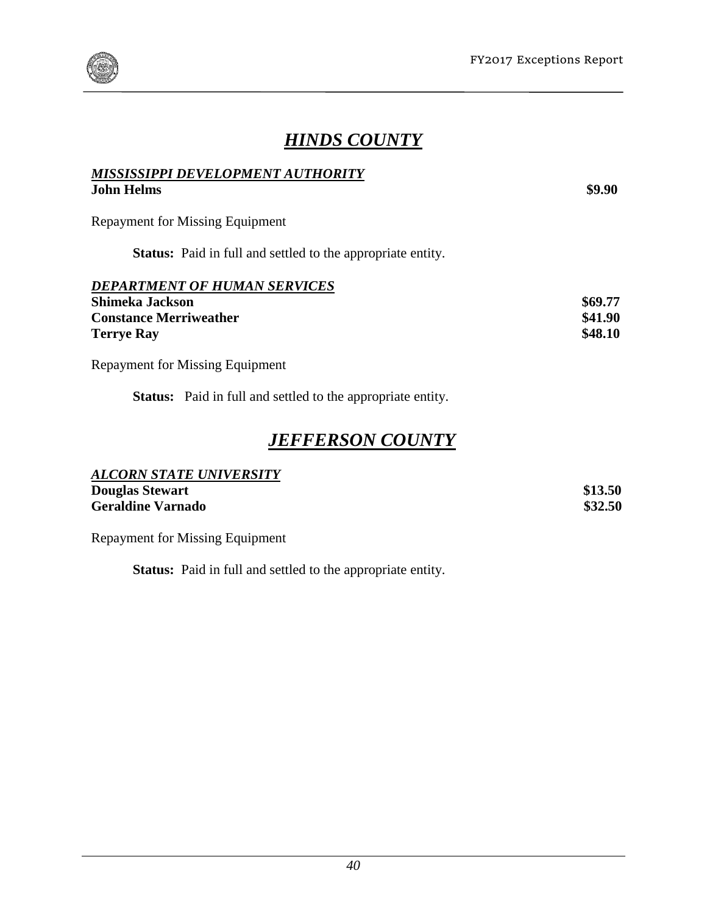# ***HINDS COUNTY***

***MISSISSIPPI DEVELOPMENT AUTHORITY***

| **John Helms** | **$9.90** |
|---|---|

Repayment for Missing Equipment

**Status:** Paid in full and settled to the appropriate entity.

***DEPARTMENT OF HUMAN SERVICES***

| **Shimeka Jackson** | **$69.77** |
|---|---|
| **Constance Merriweather** | **$41.90** |
| **Terrye Ray** | **$48.10** |

Repayment for Missing Equipment

**Status:** Paid in full and settled to the appropriate entity.

# ***JEFFERSON COUNTY***

***ALCORN STATE UNIVERSITY***

| **Douglas Stewart** | **$13.50** |
|---|---|
| **Geraldine Varnado** | **$32.50** |

Repayment for Missing Equipment

**Status:** Paid in full and settled to the appropriate entity.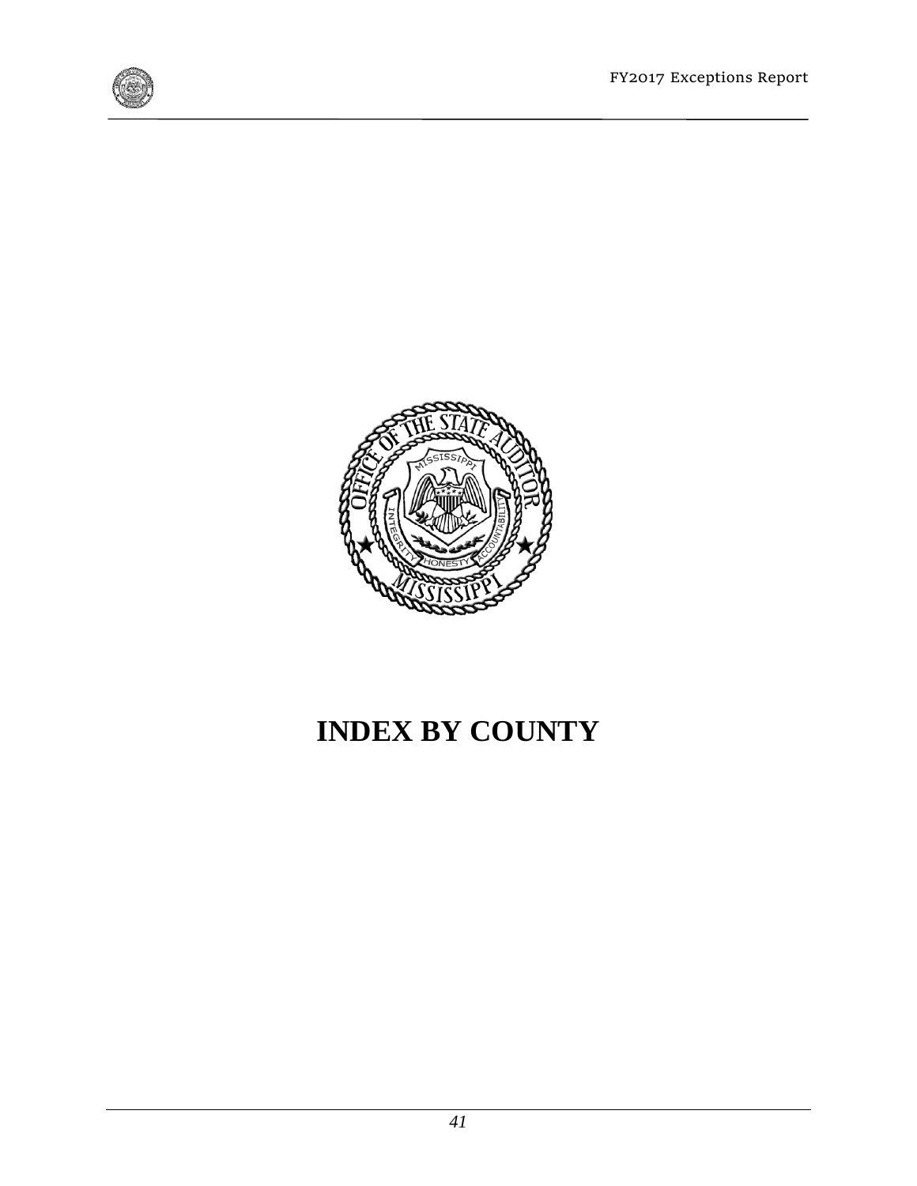# INDEX BY COUNTY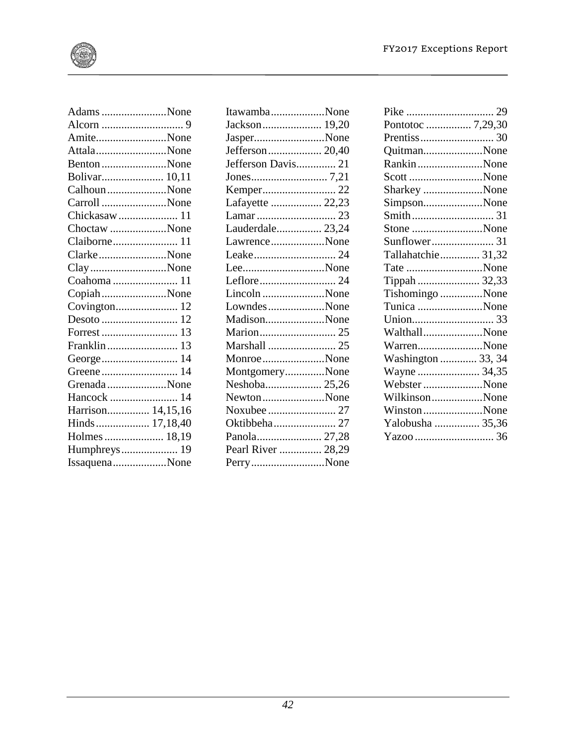Adams ....................... None
Alcorn ............................. 9
Amite......................... None
Attala......................... None
Benton ....................... None
Bolivar...................... 10,11
Calhoun ..................... None
Carroll ....................... None
Chickasaw ..................... 11
Choctaw .................... None
Claiborne....................... 11
Clarke........................ None
Clay ........................... None
Coahoma ....................... 11
Copiah ....................... None
Covington...................... 12
Desoto ........................... 12
Forrest ........................... 13
Franklin ......................... 13
George........................... 14
Greene ........................... 14
Grenada ..................... None
Hancock ........................ 14
Harrison............... 14,15,16
Hinds ................... 17,18,40
Holmes ..................... 18,19
Humphreys.................... 19
Issaquena................... None

Itawamba................... None
Jackson..................... 19,20
Jasper......................... None
Jefferson ................... 20,40
Jefferson Davis.............. 21
Jones........................... 7,21
Kemper.......................... 22
Lafayette .................. 22,23
Lamar ............................ 23
Lauderdale................ 23,24
Lawrence................... None
Leake............................. 24
Lee............................. None
Leflore........................... 24
Lincoln ...................... None
Lowndes .................... None
Madison..................... None
Marion........................... 25
Marshall ........................ 25
Monroe ...................... None
Montgomery.............. None
Neshoba.................... 25,26
Newton ...................... None
Noxubee ........................ 27
Oktibbeha...................... 27
Panola....................... 27,28
Pearl River ............... 28,29
Perry.......................... None

Pike ............................... 29
Pontotoc ................ 7,29,30
Prentiss.......................... 30
Quitman..................... None
Rankin ....................... None
Scott .......................... None
Sharkey ..................... None
Simpson..................... None
Smith ............................. 31
Stone ......................... None
Sunflower...................... 31
Tallahatchie.............. 31,32
Tate ........................... None
Tippah ...................... 32,33
Tishomingo ............... None
Tunica ....................... None
Union............................. 33
Walthall..................... None
Warren....................... None
Washington ............. 33, 34
Wayne ...................... 34,35
Webster ..................... None
Wilkinson.................. None
Winston ..................... None
Yalobusha ................ 35,36
Yazoo ............................ 36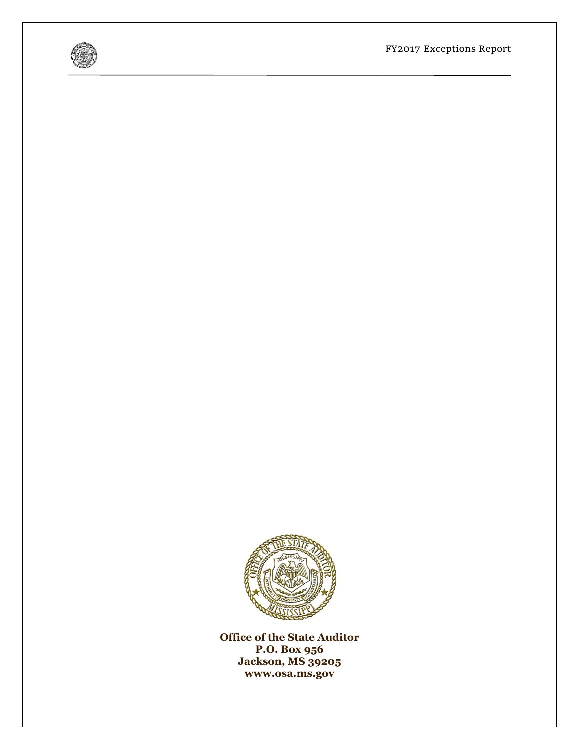**Office of the State Auditor**
**P.O. Box 956**
**Jackson, MS 39205**
**www.osa.ms.gov**